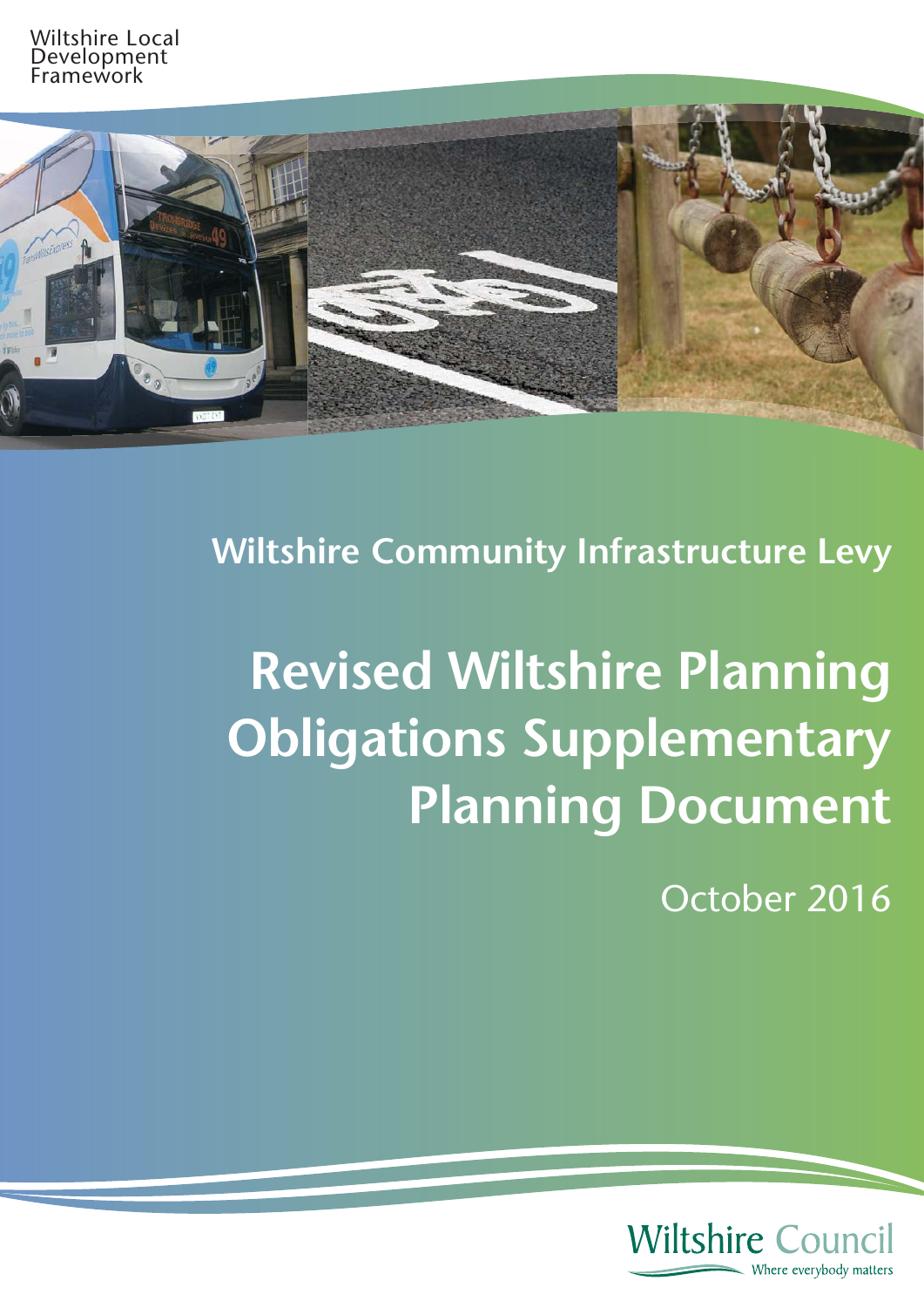Wiltshire Local Development Framework

## Wiltshire Community Infrastructure Levy

# Revised Wiltshire Planning Obligations Supplementary Planning Document

October 2016

Wiltshire Council
Where everybody matters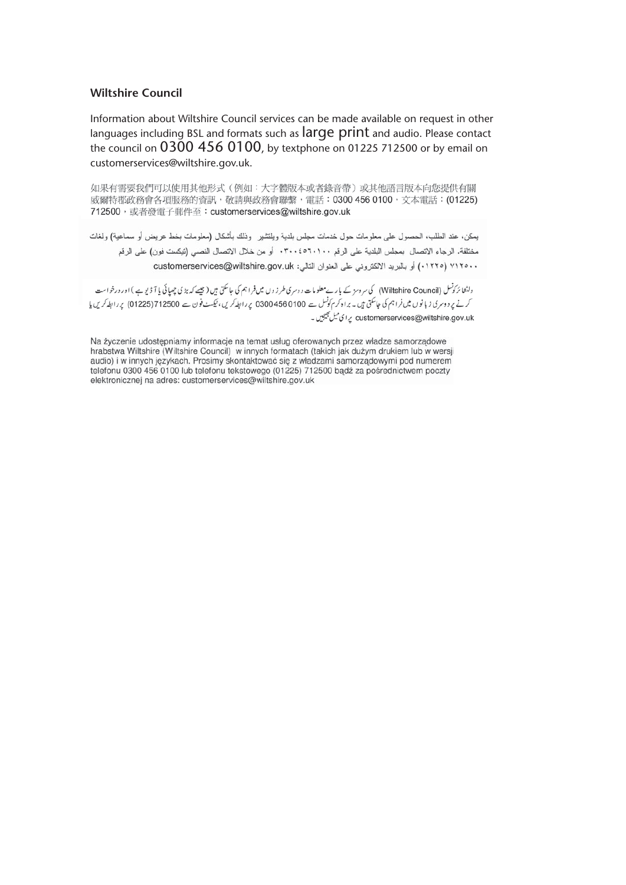## Wiltshire Council

Information about Wiltshire Council services can be made available on request in other languages including BSL and formats such as large print and audio. Please contact the council on 0300 456 0100, by textphone on 01225 712500 or by email on customerservices@wiltshire.gov.uk.

如果有需要我們可以使用其他形式（例如：大字體版本或者錄音帶）或其他語言版本向您提供有關威爾特郡政務會各項服務的資訊，敬請與政務會聯繫，電話：0300 456 0100，文本電話：(01225) 712500，或者發電子郵件至：customerservices@wiltshire.gov.uk

يمكن، عند الطلب، الحصول على معلومات حول خدمات مجلس بلدية ويلتشير وذلك بأشكال (معلومات بخط عريض أو سماعية) ولغات مختلفة. الرجاء الاتصال بمجلس البلدية على الرقم ٠٣٠٠٤٥٦٠١٠٠ أو من خلال الاتصال النصي (تيكست فون) على الرقم ٧١٢٥٠٠ (٠١٢٢٥) أو بالبريد الالكتروني على العنوان التالي: customerservices@wiltshire.gov.uk

ولٹشائرکونسل (Wiltshire Council) کی سروسز کے بارے معلومات دوسری طرزوں میں فراہم کی جاسکتی ہیں (جیسے کہ بڑی چھپائی یا آڈیو ہے) اور درخواست کرنے پر دوسری زبانوں میں فراہم کی جاسکتی ہیں۔ براہ کرم کونسل سے 03004560100 پر رابطہ کریں، ٹیکسٹ فون سے 712500(01225) پر رابطہ کریں یا customerservices@wiltshire.gov.uk پر ای میل بھیجیں۔

Na życzenie udostępniamy informacje na temat usług oferowanych przez władze samorządowe hrabstwa Wiltshire (Wiltshire Council) w innych formatach (takich jak dużym drukiem lub w wersji audio) i w innych językach. Prosimy skontaktować się z władzami samorządowymi pod numerem telefonu 0300 456 0100 lub telefonu tekstowego (01225) 712500 bądź za pośrednictwem poczty elektronicznej na adres: customerservices@wiltshire.gov.uk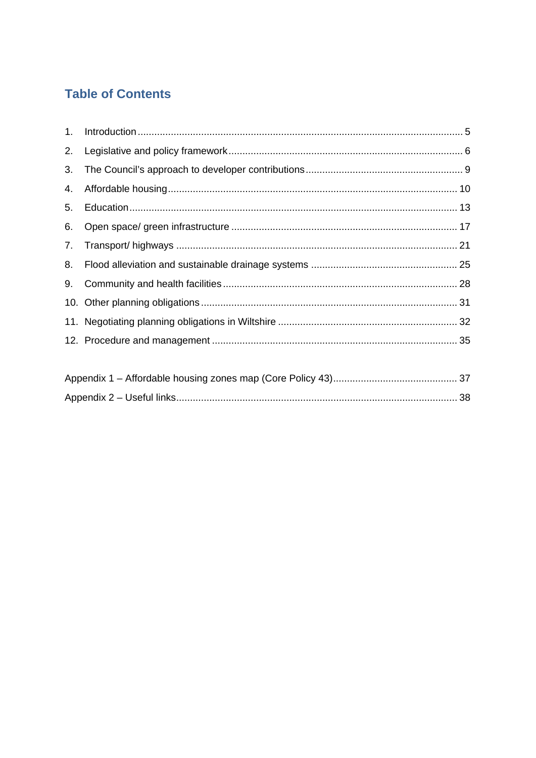## Table of Contents

1. Introduction ..... 5
2. Legislative and policy framework ..... 6
3. The Council's approach to developer contributions ..... 9
4. Affordable housing ..... 10
5. Education ..... 13
6. Open space/ green infrastructure ..... 17
7. Transport/ highways ..... 21
8. Flood alleviation and sustainable drainage systems ..... 25
9. Community and health facilities ..... 28
10. Other planning obligations ..... 31
11. Negotiating planning obligations in Wiltshire ..... 32
12. Procedure and management ..... 35

Appendix 1 – Affordable housing zones map (Core Policy 43) ..... 37

Appendix 2 – Useful links ..... 38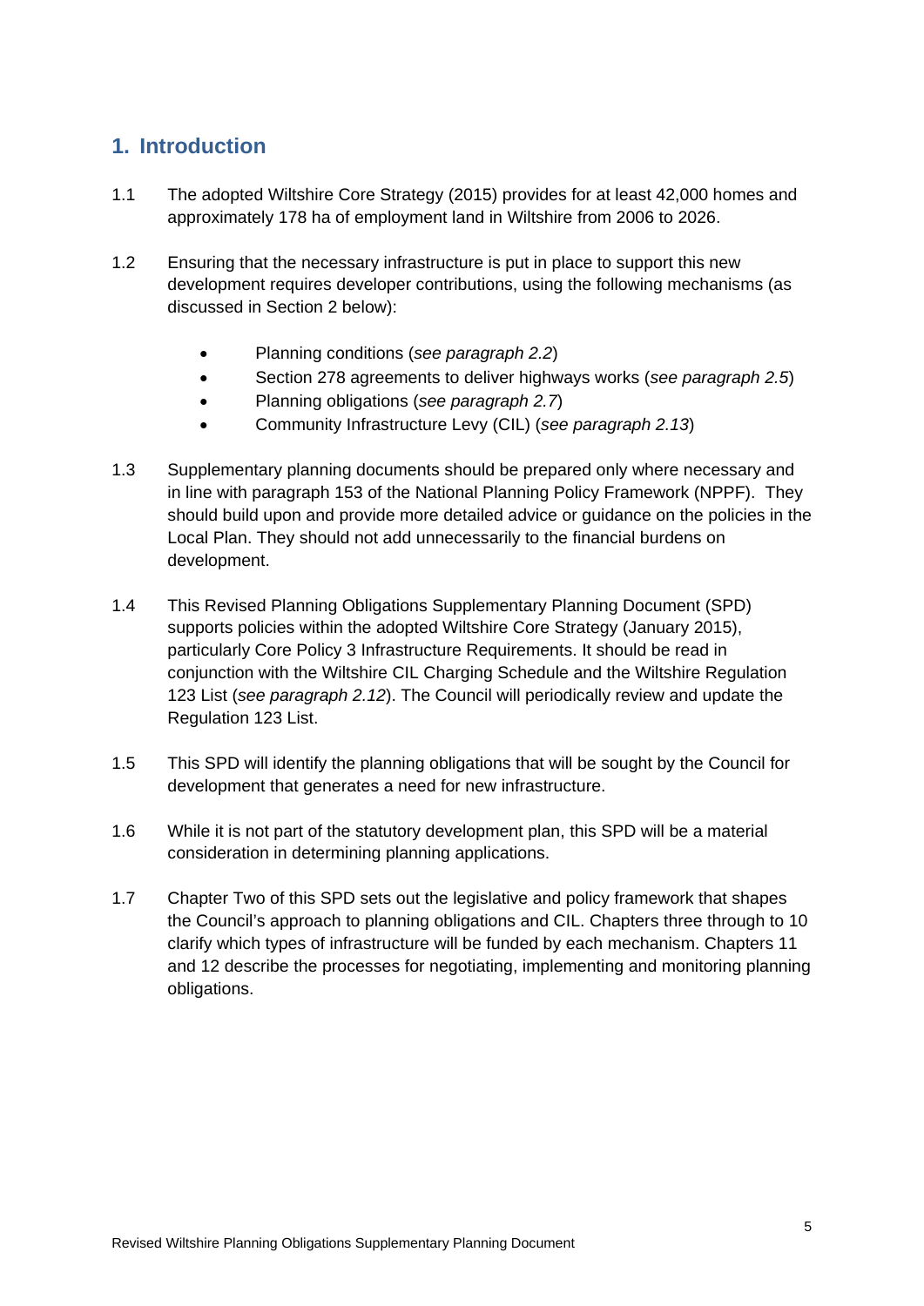# 1. Introduction

1.1 The adopted Wiltshire Core Strategy (2015) provides for at least 42,000 homes and approximately 178 ha of employment land in Wiltshire from 2006 to 2026.

1.2 Ensuring that the necessary infrastructure is put in place to support this new development requires developer contributions, using the following mechanisms (as discussed in Section 2 below):

- Planning conditions (*see paragraph 2.2*)
- Section 278 agreements to deliver highways works (*see paragraph 2.5*)
- Planning obligations (*see paragraph 2.7*)
- Community Infrastructure Levy (CIL) (*see paragraph 2.13*)

1.3 Supplementary planning documents should be prepared only where necessary and in line with paragraph 153 of the National Planning Policy Framework (NPPF). They should build upon and provide more detailed advice or guidance on the policies in the Local Plan. They should not add unnecessarily to the financial burdens on development.

1.4 This Revised Planning Obligations Supplementary Planning Document (SPD) supports policies within the adopted Wiltshire Core Strategy (January 2015), particularly Core Policy 3 Infrastructure Requirements. It should be read in conjunction with the Wiltshire CIL Charging Schedule and the Wiltshire Regulation 123 List (*see paragraph 2.12*). The Council will periodically review and update the Regulation 123 List.

1.5 This SPD will identify the planning obligations that will be sought by the Council for development that generates a need for new infrastructure.

1.6 While it is not part of the statutory development plan, this SPD will be a material consideration in determining planning applications.

1.7 Chapter Two of this SPD sets out the legislative and policy framework that shapes the Council's approach to planning obligations and CIL. Chapters three through to 10 clarify which types of infrastructure will be funded by each mechanism. Chapters 11 and 12 describe the processes for negotiating, implementing and monitoring planning obligations.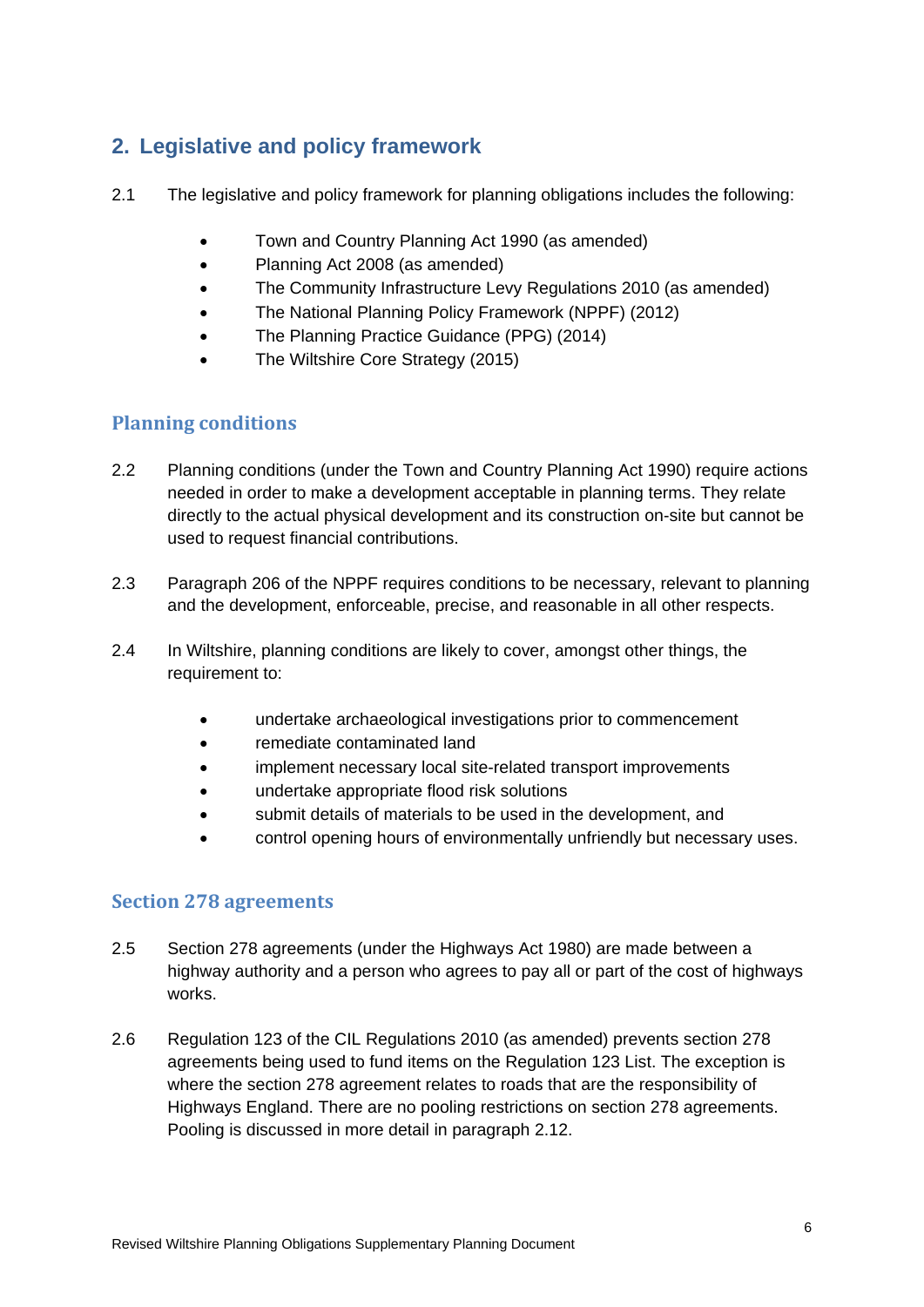## 2. Legislative and policy framework

2.1 The legislative and policy framework for planning obligations includes the following:

- Town and Country Planning Act 1990 (as amended)
- Planning Act 2008 (as amended)
- The Community Infrastructure Levy Regulations 2010 (as amended)
- The National Planning Policy Framework (NPPF) (2012)
- The Planning Practice Guidance (PPG) (2014)
- The Wiltshire Core Strategy (2015)

### Planning conditions

2.2 Planning conditions (under the Town and Country Planning Act 1990) require actions needed in order to make a development acceptable in planning terms. They relate directly to the actual physical development and its construction on-site but cannot be used to request financial contributions.

2.3 Paragraph 206 of the NPPF requires conditions to be necessary, relevant to planning and the development, enforceable, precise, and reasonable in all other respects.

2.4 In Wiltshire, planning conditions are likely to cover, amongst other things, the requirement to:

- undertake archaeological investigations prior to commencement
- remediate contaminated land
- implement necessary local site-related transport improvements
- undertake appropriate flood risk solutions
- submit details of materials to be used in the development, and
- control opening hours of environmentally unfriendly but necessary uses.

### Section 278 agreements

2.5 Section 278 agreements (under the Highways Act 1980) are made between a highway authority and a person who agrees to pay all or part of the cost of highways works.

2.6 Regulation 123 of the CIL Regulations 2010 (as amended) prevents section 278 agreements being used to fund items on the Regulation 123 List. The exception is where the section 278 agreement relates to roads that are the responsibility of Highways England. There are no pooling restrictions on section 278 agreements. Pooling is discussed in more detail in paragraph 2.12.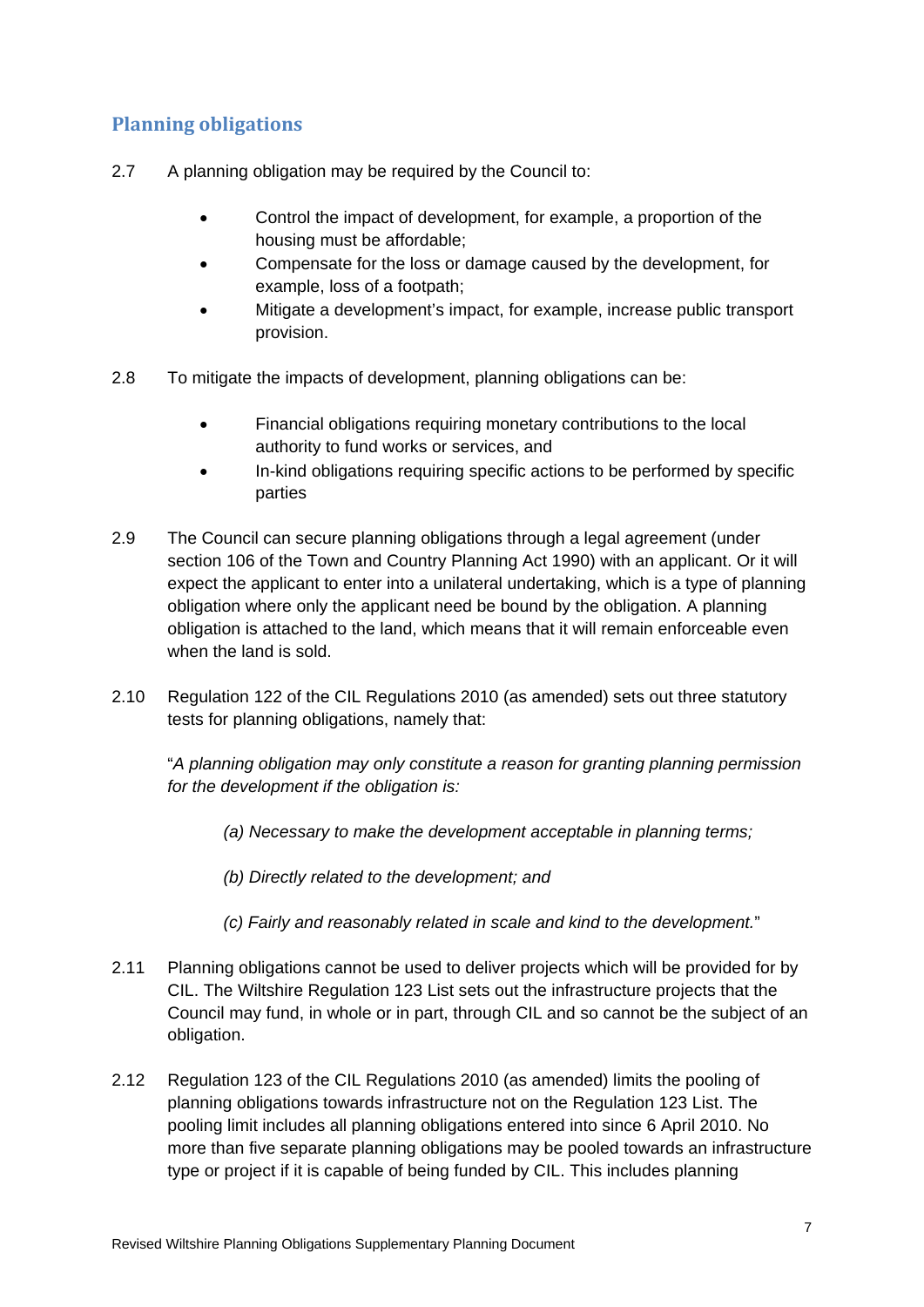## Planning obligations

2.7 A planning obligation may be required by the Council to:

- Control the impact of development, for example, a proportion of the housing must be affordable;
- Compensate for the loss or damage caused by the development, for example, loss of a footpath;
- Mitigate a development's impact, for example, increase public transport provision.

2.8 To mitigate the impacts of development, planning obligations can be:

- Financial obligations requiring monetary contributions to the local authority to fund works or services, and
- In-kind obligations requiring specific actions to be performed by specific parties

2.9 The Council can secure planning obligations through a legal agreement (under section 106 of the Town and Country Planning Act 1990) with an applicant. Or it will expect the applicant to enter into a unilateral undertaking, which is a type of planning obligation where only the applicant need be bound by the obligation. A planning obligation is attached to the land, which means that it will remain enforceable even when the land is sold.

2.10 Regulation 122 of the CIL Regulations 2010 (as amended) sets out three statutory tests for planning obligations, namely that:

"*A planning obligation may only constitute a reason for granting planning permission for the development if the obligation is:*

*(a) Necessary to make the development acceptable in planning terms;*

*(b) Directly related to the development; and*

*(c) Fairly and reasonably related in scale and kind to the development.*"

2.11 Planning obligations cannot be used to deliver projects which will be provided for by CIL. The Wiltshire Regulation 123 List sets out the infrastructure projects that the Council may fund, in whole or in part, through CIL and so cannot be the subject of an obligation.

2.12 Regulation 123 of the CIL Regulations 2010 (as amended) limits the pooling of planning obligations towards infrastructure not on the Regulation 123 List. The pooling limit includes all planning obligations entered into since 6 April 2010. No more than five separate planning obligations may be pooled towards an infrastructure type or project if it is capable of being funded by CIL. This includes planning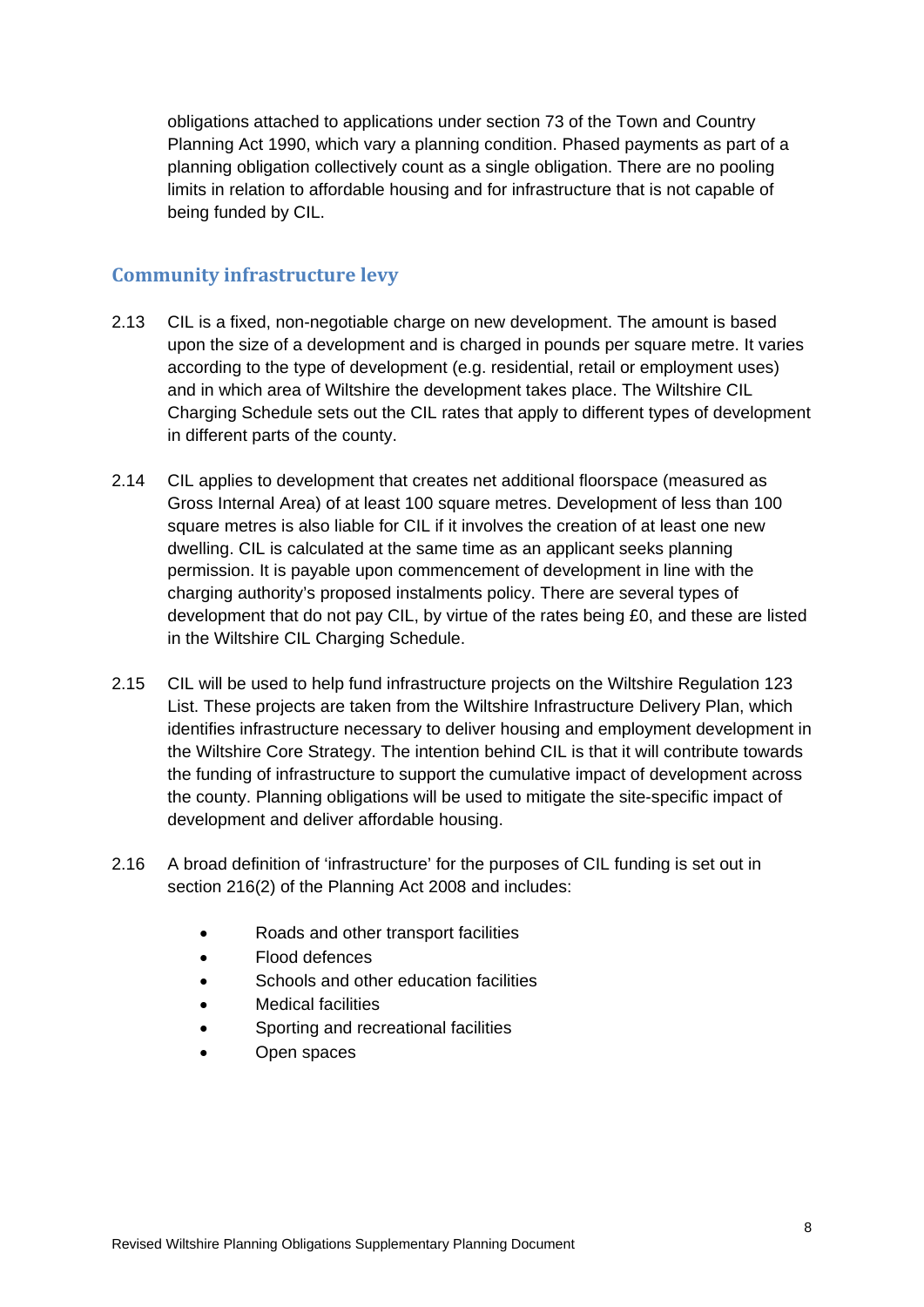obligations attached to applications under section 73 of the Town and Country Planning Act 1990, which vary a planning condition. Phased payments as part of a planning obligation collectively count as a single obligation. There are no pooling limits in relation to affordable housing and for infrastructure that is not capable of being funded by CIL.

## Community infrastructure levy

2.13 CIL is a fixed, non-negotiable charge on new development. The amount is based upon the size of a development and is charged in pounds per square metre. It varies according to the type of development (e.g. residential, retail or employment uses) and in which area of Wiltshire the development takes place. The Wiltshire CIL Charging Schedule sets out the CIL rates that apply to different types of development in different parts of the county.

2.14 CIL applies to development that creates net additional floorspace (measured as Gross Internal Area) of at least 100 square metres. Development of less than 100 square metres is also liable for CIL if it involves the creation of at least one new dwelling. CIL is calculated at the same time as an applicant seeks planning permission. It is payable upon commencement of development in line with the charging authority's proposed instalments policy. There are several types of development that do not pay CIL, by virtue of the rates being £0, and these are listed in the Wiltshire CIL Charging Schedule.

2.15 CIL will be used to help fund infrastructure projects on the Wiltshire Regulation 123 List. These projects are taken from the Wiltshire Infrastructure Delivery Plan, which identifies infrastructure necessary to deliver housing and employment development in the Wiltshire Core Strategy. The intention behind CIL is that it will contribute towards the funding of infrastructure to support the cumulative impact of development across the county. Planning obligations will be used to mitigate the site-specific impact of development and deliver affordable housing.

2.16 A broad definition of 'infrastructure' for the purposes of CIL funding is set out in section 216(2) of the Planning Act 2008 and includes:

- Roads and other transport facilities
- Flood defences
- Schools and other education facilities
- Medical facilities
- Sporting and recreational facilities
- Open spaces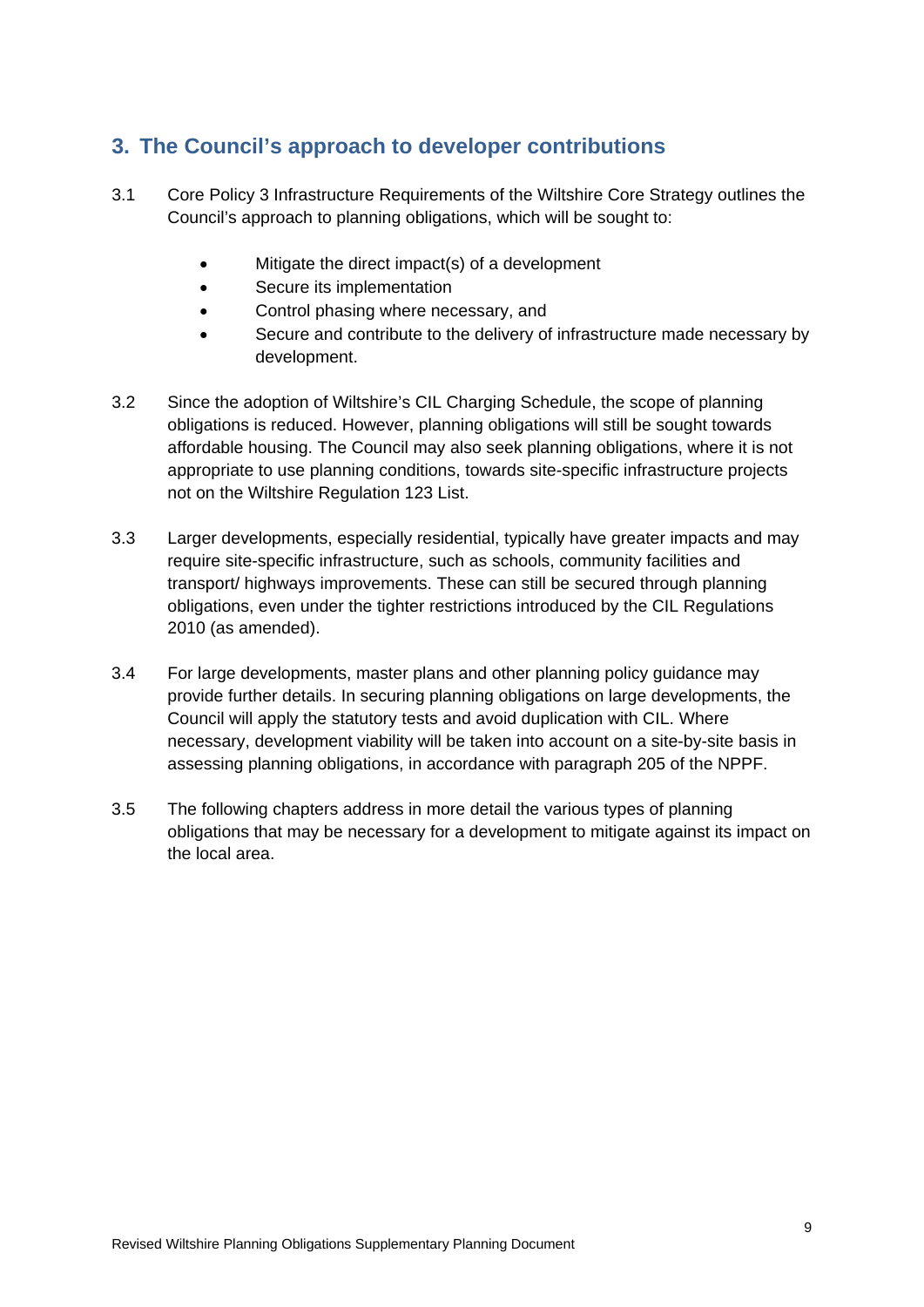## 3. The Council's approach to developer contributions

3.1 Core Policy 3 Infrastructure Requirements of the Wiltshire Core Strategy outlines the Council's approach to planning obligations, which will be sought to:

- Mitigate the direct impact(s) of a development
- Secure its implementation
- Control phasing where necessary, and
- Secure and contribute to the delivery of infrastructure made necessary by development.

3.2 Since the adoption of Wiltshire's CIL Charging Schedule, the scope of planning obligations is reduced. However, planning obligations will still be sought towards affordable housing. The Council may also seek planning obligations, where it is not appropriate to use planning conditions, towards site-specific infrastructure projects not on the Wiltshire Regulation 123 List.

3.3 Larger developments, especially residential, typically have greater impacts and may require site-specific infrastructure, such as schools, community facilities and transport/ highways improvements. These can still be secured through planning obligations, even under the tighter restrictions introduced by the CIL Regulations 2010 (as amended).

3.4 For large developments, master plans and other planning policy guidance may provide further details. In securing planning obligations on large developments, the Council will apply the statutory tests and avoid duplication with CIL. Where necessary, development viability will be taken into account on a site-by-site basis in assessing planning obligations, in accordance with paragraph 205 of the NPPF.

3.5 The following chapters address in more detail the various types of planning obligations that may be necessary for a development to mitigate against its impact on the local area.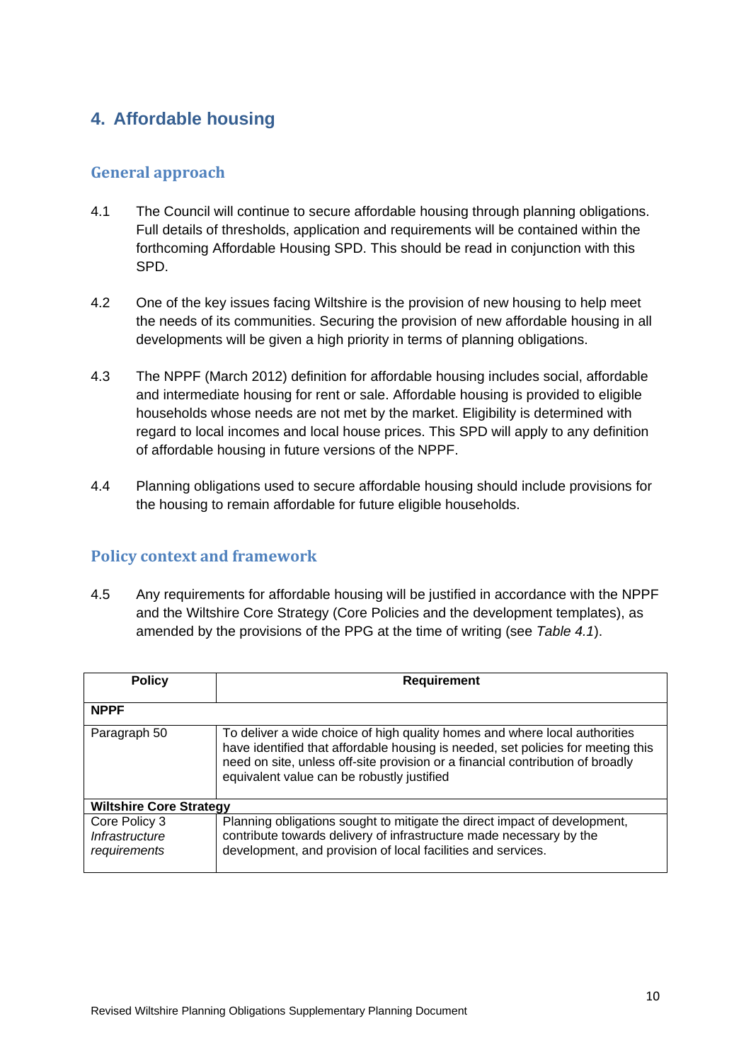# 4. Affordable housing

## General approach

4.1 The Council will continue to secure affordable housing through planning obligations. Full details of thresholds, application and requirements will be contained within the forthcoming Affordable Housing SPD. This should be read in conjunction with this SPD.

4.2 One of the key issues facing Wiltshire is the provision of new housing to help meet the needs of its communities. Securing the provision of new affordable housing in all developments will be given a high priority in terms of planning obligations.

4.3 The NPPF (March 2012) definition for affordable housing includes social, affordable and intermediate housing for rent or sale. Affordable housing is provided to eligible households whose needs are not met by the market. Eligibility is determined with regard to local incomes and local house prices. This SPD will apply to any definition of affordable housing in future versions of the NPPF.

4.4 Planning obligations used to secure affordable housing should include provisions for the housing to remain affordable for future eligible households.

## Policy context and framework

4.5 Any requirements for affordable housing will be justified in accordance with the NPPF and the Wiltshire Core Strategy (Core Policies and the development templates), as amended by the provisions of the PPG at the time of writing (see *Table 4.1*).

| Policy | Requirement |
|---|---|
| **NPPF** | |
| Paragraph 50 | To deliver a wide choice of high quality homes and where local authorities have identified that affordable housing is needed, set policies for meeting this need on site, unless off-site provision or a financial contribution of broadly equivalent value can be robustly justified |
| **Wiltshire Core Strategy** | |
| Core Policy 3 *Infrastructure requirements* | Planning obligations sought to mitigate the direct impact of development, contribute towards delivery of infrastructure made necessary by the development, and provision of local facilities and services. |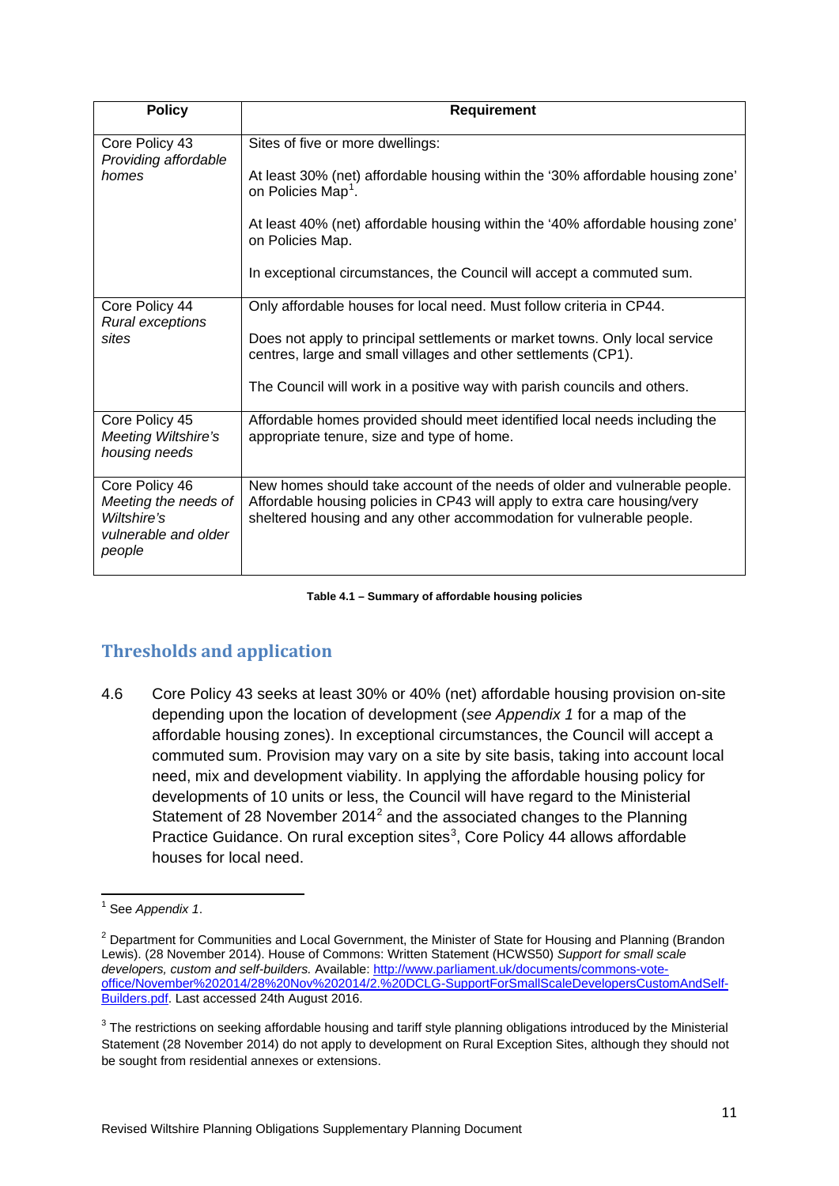| Policy | Requirement |
|---|---|
| Core Policy 43 *Providing affordable homes* | Sites of five or more dwellings:<br><br>At least 30% (net) affordable housing within the '30% affordable housing zone' on Policies Map[1].<br><br>At least 40% (net) affordable housing within the '40% affordable housing zone' on Policies Map.<br><br>In exceptional circumstances, the Council will accept a commuted sum. |
| Core Policy 44 *Rural exceptions sites* | Only affordable houses for local need. Must follow criteria in CP44.<br><br>Does not apply to principal settlements or market towns. Only local service centres, large and small villages and other settlements (CP1).<br><br>The Council will work in a positive way with parish councils and others. |
| Core Policy 45 *Meeting Wiltshire's housing needs* | Affordable homes provided should meet identified local needs including the appropriate tenure, size and type of home. |
| Core Policy 46 *Meeting the needs of Wiltshire's vulnerable and older people* | New homes should take account of the needs of older and vulnerable people. Affordable housing policies in CP43 will apply to extra care housing/very sheltered housing and any other accommodation for vulnerable people. |

**Table 4.1 – Summary of affordable housing policies**

## Thresholds and application

4.6 Core Policy 43 seeks at least 30% or 40% (net) affordable housing provision on-site depending upon the location of development (*see Appendix 1* for a map of the affordable housing zones). In exceptional circumstances, the Council will accept a commuted sum. Provision may vary on a site by site basis, taking into account local need, mix and development viability. In applying the affordable housing policy for developments of 10 units or less, the Council will have regard to the Ministerial Statement of 28 November 2014[2] and the associated changes to the Planning Practice Guidance. On rural exception sites[3], Core Policy 44 allows affordable houses for local need.

---

[1] See *Appendix 1*.

[2] Department for Communities and Local Government, the Minister of State for Housing and Planning (Brandon Lewis). (28 November 2014). House of Commons: Written Statement (HCWS50) *Support for small scale developers, custom and self-builders.* Available: [http://www.parliament.uk/documents/commons-vote-office/November%202014/28%20Nov%202014/2.%20DCLG-SupportForSmallScaleDevelopersCustomAndSelf-Builders.pdf](http://www.parliament.uk/documents/commons-vote-office/November%202014/28%20Nov%202014/2.%20DCLG-SupportForSmallScaleDevelopersCustomAndSelf-Builders.pdf). Last accessed 24th August 2016.

[3] The restrictions on seeking affordable housing and tariff style planning obligations introduced by the Ministerial Statement (28 November 2014) do not apply to development on Rural Exception Sites, although they should not be sought from residential annexes or extensions.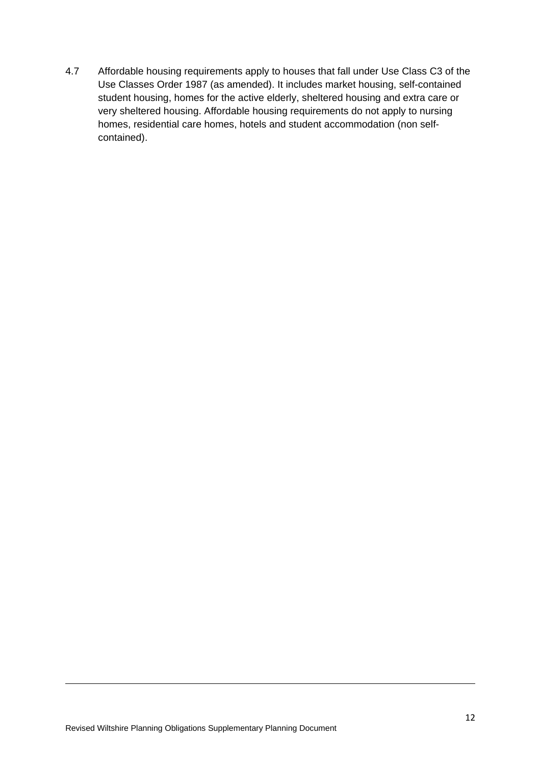4.7 Affordable housing requirements apply to houses that fall under Use Class C3 of the Use Classes Order 1987 (as amended). It includes market housing, self-contained student housing, homes for the active elderly, sheltered housing and extra care or very sheltered housing. Affordable housing requirements do not apply to nursing homes, residential care homes, hotels and student accommodation (non self-contained).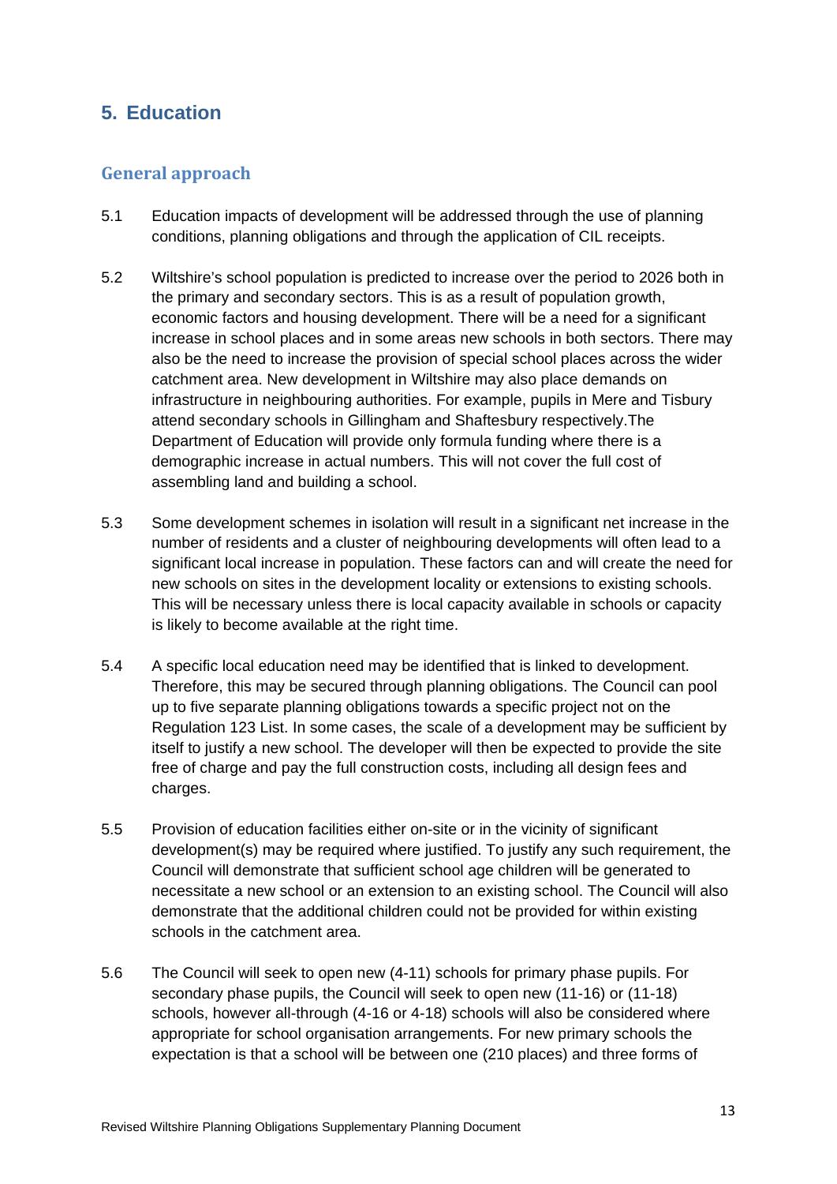## 5. Education

### General approach

5.1 Education impacts of development will be addressed through the use of planning conditions, planning obligations and through the application of CIL receipts.

5.2 Wiltshire's school population is predicted to increase over the period to 2026 both in the primary and secondary sectors. This is as a result of population growth, economic factors and housing development. There will be a need for a significant increase in school places and in some areas new schools in both sectors. There may also be the need to increase the provision of special school places across the wider catchment area. New development in Wiltshire may also place demands on infrastructure in neighbouring authorities. For example, pupils in Mere and Tisbury attend secondary schools in Gillingham and Shaftesbury respectively.The Department of Education will provide only formula funding where there is a demographic increase in actual numbers. This will not cover the full cost of assembling land and building a school.

5.3 Some development schemes in isolation will result in a significant net increase in the number of residents and a cluster of neighbouring developments will often lead to a significant local increase in population. These factors can and will create the need for new schools on sites in the development locality or extensions to existing schools. This will be necessary unless there is local capacity available in schools or capacity is likely to become available at the right time.

5.4 A specific local education need may be identified that is linked to development. Therefore, this may be secured through planning obligations. The Council can pool up to five separate planning obligations towards a specific project not on the Regulation 123 List. In some cases, the scale of a development may be sufficient by itself to justify a new school. The developer will then be expected to provide the site free of charge and pay the full construction costs, including all design fees and charges.

5.5 Provision of education facilities either on-site or in the vicinity of significant development(s) may be required where justified. To justify any such requirement, the Council will demonstrate that sufficient school age children will be generated to necessitate a new school or an extension to an existing school. The Council will also demonstrate that the additional children could not be provided for within existing schools in the catchment area.

5.6 The Council will seek to open new (4-11) schools for primary phase pupils. For secondary phase pupils, the Council will seek to open new (11-16) or (11-18) schools, however all-through (4-16 or 4-18) schools will also be considered where appropriate for school organisation arrangements. For new primary schools the expectation is that a school will be between one (210 places) and three forms of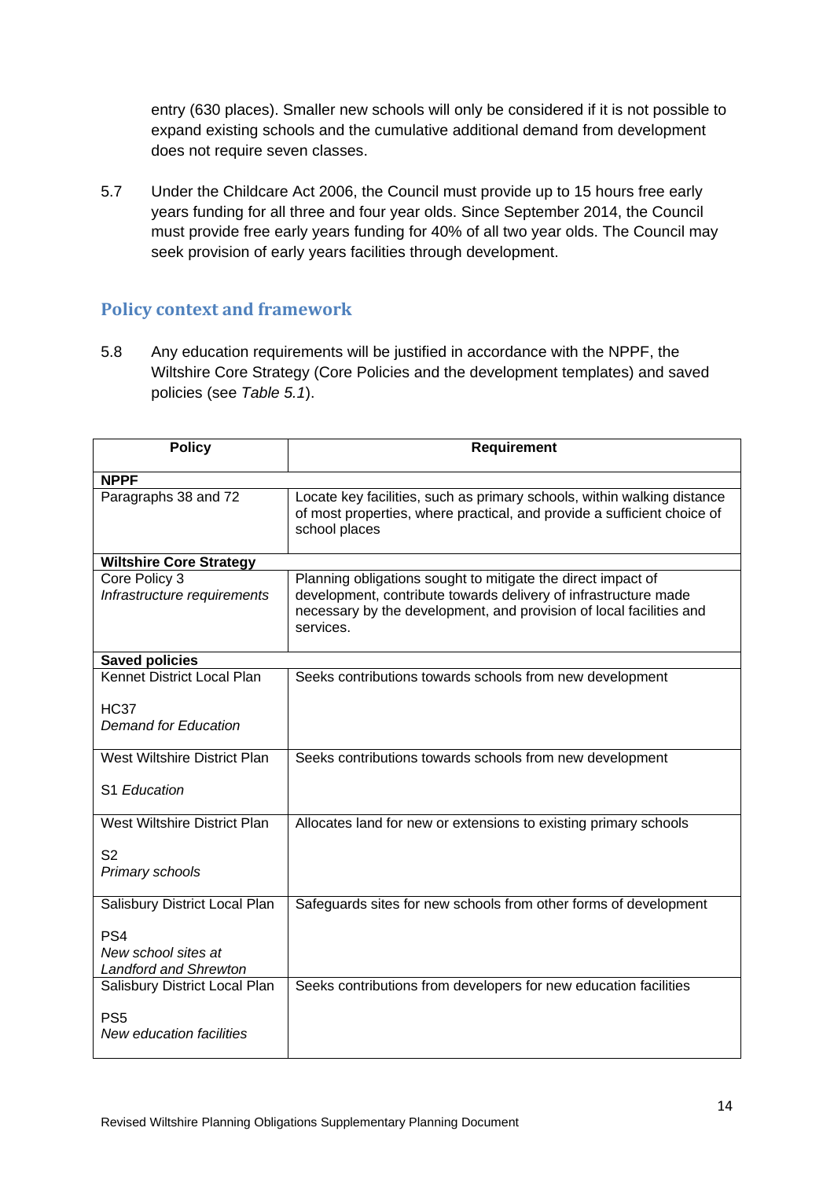entry (630 places). Smaller new schools will only be considered if it is not possible to expand existing schools and the cumulative additional demand from development does not require seven classes.

5.7 Under the Childcare Act 2006, the Council must provide up to 15 hours free early years funding for all three and four year olds. Since September 2014, the Council must provide free early years funding for 40% of all two year olds. The Council may seek provision of early years facilities through development.

## Policy context and framework

5.8 Any education requirements will be justified in accordance with the NPPF, the Wiltshire Core Strategy (Core Policies and the development templates) and saved policies (see *Table 5.1*).

| Policy | Requirement |
|---|---|
| **NPPF** | |
| Paragraphs 38 and 72 | Locate key facilities, such as primary schools, within walking distance of most properties, where practical, and provide a sufficient choice of school places |
| **Wiltshire Core Strategy** | |
| Core Policy 3 *Infrastructure requirements* | Planning obligations sought to mitigate the direct impact of development, contribute towards delivery of infrastructure made necessary by the development, and provision of local facilities and services. |
| **Saved policies** | |
| Kennet District Local Plan<br><br>HC37 *Demand for Education* | Seeks contributions towards schools from new development |
| West Wiltshire District Plan<br><br>S1 *Education* | Seeks contributions towards schools from new development |
| West Wiltshire District Plan<br><br>S2 *Primary schools* | Allocates land for new or extensions to existing primary schools |
| Salisbury District Local Plan<br><br>PS4 *New school sites at Landford and Shrewton* | Safeguards sites for new schools from other forms of development |
| Salisbury District Local Plan<br><br>PS5 *New education facilities* | Seeks contributions from developers for new education facilities |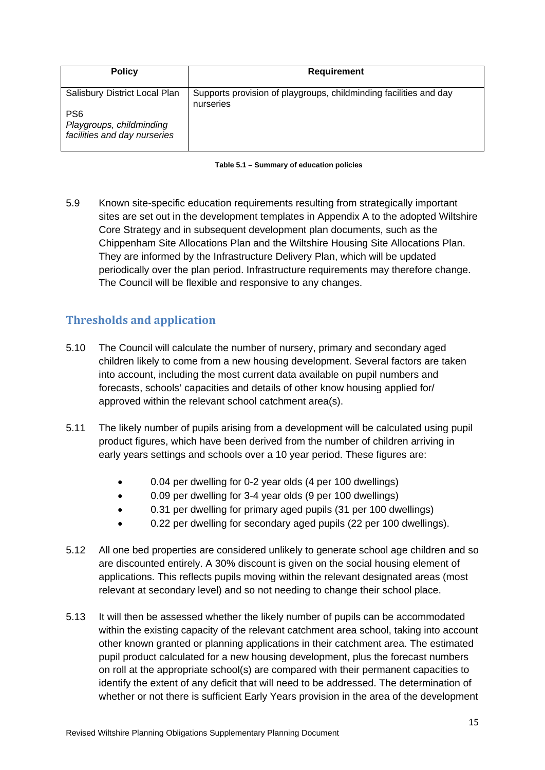| Policy | Requirement |
| --- | --- |
| Salisbury District Local Plan<br><br>PS6<br>*Playgroups, childminding facilities and day nurseries* | Supports provision of playgroups, childminding facilities and day nurseries |

**Table 5.1 – Summary of education policies**

5.9 Known site-specific education requirements resulting from strategically important sites are set out in the development templates in Appendix A to the adopted Wiltshire Core Strategy and in subsequent development plan documents, such as the Chippenham Site Allocations Plan and the Wiltshire Housing Site Allocations Plan. They are informed by the Infrastructure Delivery Plan, which will be updated periodically over the plan period. Infrastructure requirements may therefore change. The Council will be flexible and responsive to any changes.

## Thresholds and application

5.10 The Council will calculate the number of nursery, primary and secondary aged children likely to come from a new housing development. Several factors are taken into account, including the most current data available on pupil numbers and forecasts, schools' capacities and details of other know housing applied for/ approved within the relevant school catchment area(s).

5.11 The likely number of pupils arising from a development will be calculated using pupil product figures, which have been derived from the number of children arriving in early years settings and schools over a 10 year period. These figures are:

- 0.04 per dwelling for 0-2 year olds (4 per 100 dwellings)
- 0.09 per dwelling for 3-4 year olds (9 per 100 dwellings)
- 0.31 per dwelling for primary aged pupils (31 per 100 dwellings)
- 0.22 per dwelling for secondary aged pupils (22 per 100 dwellings).

5.12 All one bed properties are considered unlikely to generate school age children and so are discounted entirely. A 30% discount is given on the social housing element of applications. This reflects pupils moving within the relevant designated areas (most relevant at secondary level) and so not needing to change their school place.

5.13 It will then be assessed whether the likely number of pupils can be accommodated within the existing capacity of the relevant catchment area school, taking into account other known granted or planning applications in their catchment area. The estimated pupil product calculated for a new housing development, plus the forecast numbers on roll at the appropriate school(s) are compared with their permanent capacities to identify the extent of any deficit that will need to be addressed. The determination of whether or not there is sufficient Early Years provision in the area of the development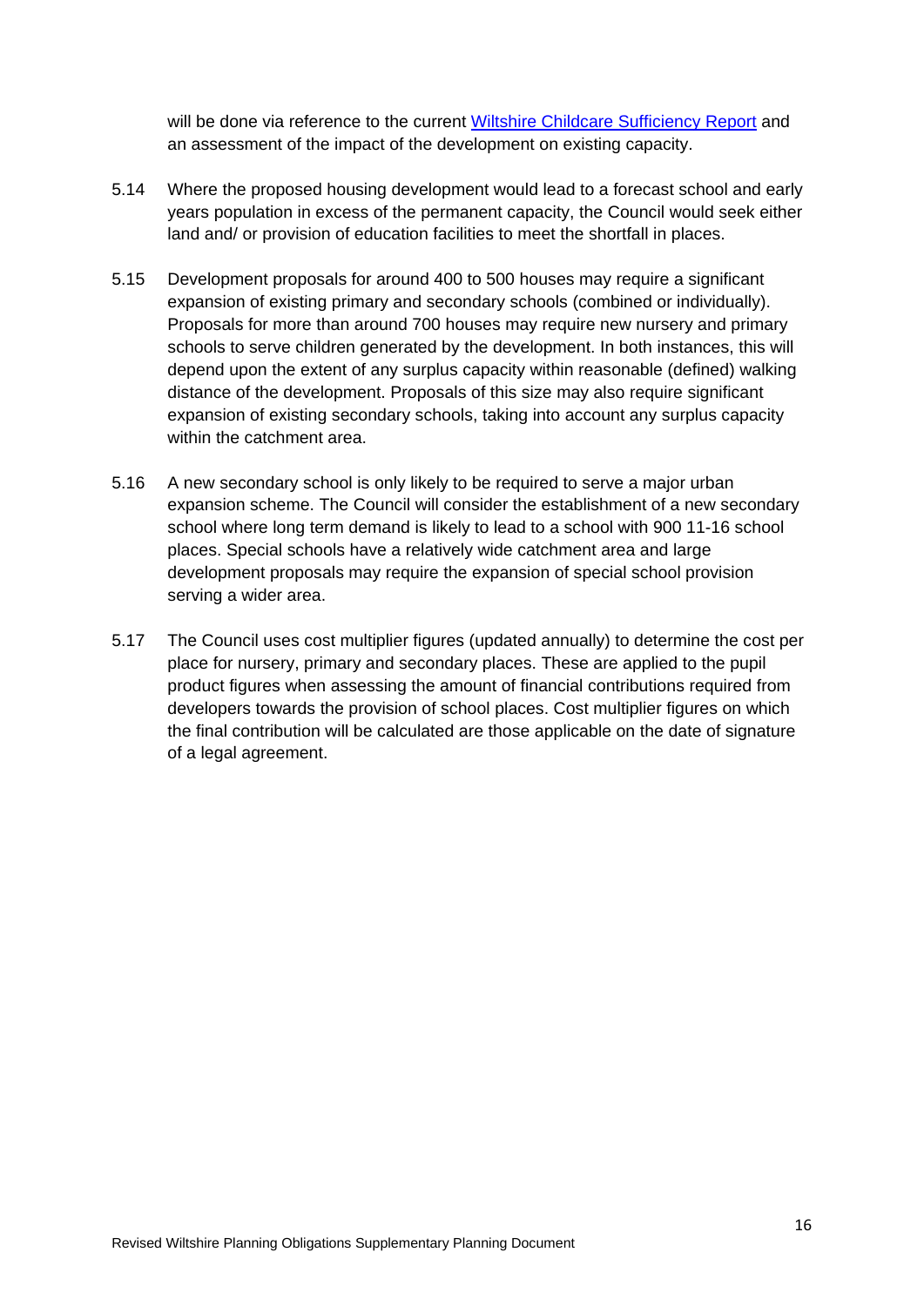will be done via reference to the current [Wiltshire Childcare Sufficiency Report]() and an assessment of the impact of the development on existing capacity.

5.14 Where the proposed housing development would lead to a forecast school and early years population in excess of the permanent capacity, the Council would seek either land and/ or provision of education facilities to meet the shortfall in places.

5.15 Development proposals for around 400 to 500 houses may require a significant expansion of existing primary and secondary schools (combined or individually). Proposals for more than around 700 houses may require new nursery and primary schools to serve children generated by the development. In both instances, this will depend upon the extent of any surplus capacity within reasonable (defined) walking distance of the development. Proposals of this size may also require significant expansion of existing secondary schools, taking into account any surplus capacity within the catchment area.

5.16 A new secondary school is only likely to be required to serve a major urban expansion scheme. The Council will consider the establishment of a new secondary school where long term demand is likely to lead to a school with 900 11-16 school places. Special schools have a relatively wide catchment area and large development proposals may require the expansion of special school provision serving a wider area.

5.17 The Council uses cost multiplier figures (updated annually) to determine the cost per place for nursery, primary and secondary places. These are applied to the pupil product figures when assessing the amount of financial contributions required from developers towards the provision of school places. Cost multiplier figures on which the final contribution will be calculated are those applicable on the date of signature of a legal agreement.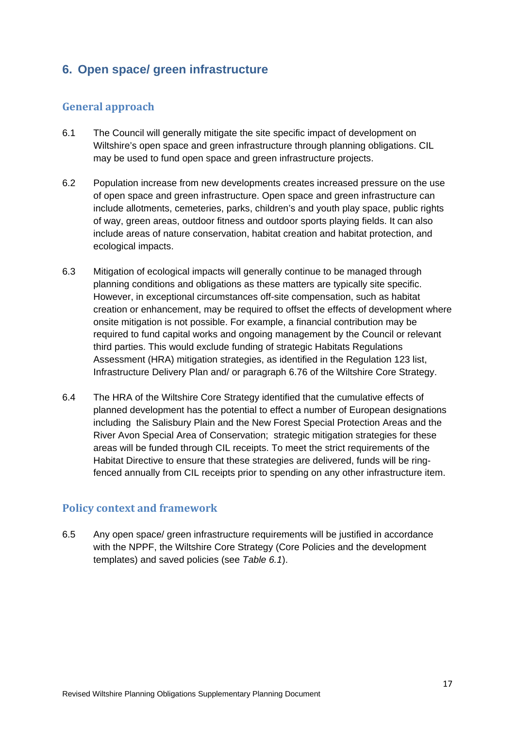## 6. Open space/ green infrastructure

### General approach

6.1 The Council will generally mitigate the site specific impact of development on Wiltshire's open space and green infrastructure through planning obligations. CIL may be used to fund open space and green infrastructure projects.

6.2 Population increase from new developments creates increased pressure on the use of open space and green infrastructure. Open space and green infrastructure can include allotments, cemeteries, parks, children's and youth play space, public rights of way, green areas, outdoor fitness and outdoor sports playing fields. It can also include areas of nature conservation, habitat creation and habitat protection, and ecological impacts.

6.3 Mitigation of ecological impacts will generally continue to be managed through planning conditions and obligations as these matters are typically site specific. However, in exceptional circumstances off-site compensation, such as habitat creation or enhancement, may be required to offset the effects of development where onsite mitigation is not possible. For example, a financial contribution may be required to fund capital works and ongoing management by the Council or relevant third parties. This would exclude funding of strategic Habitats Regulations Assessment (HRA) mitigation strategies, as identified in the Regulation 123 list, Infrastructure Delivery Plan and/ or paragraph 6.76 of the Wiltshire Core Strategy.

6.4 The HRA of the Wiltshire Core Strategy identified that the cumulative effects of planned development has the potential to effect a number of European designations including the Salisbury Plain and the New Forest Special Protection Areas and the River Avon Special Area of Conservation; strategic mitigation strategies for these areas will be funded through CIL receipts. To meet the strict requirements of the Habitat Directive to ensure that these strategies are delivered, funds will be ring-fenced annually from CIL receipts prior to spending on any other infrastructure item.

### Policy context and framework

6.5 Any open space/ green infrastructure requirements will be justified in accordance with the NPPF, the Wiltshire Core Strategy (Core Policies and the development templates) and saved policies (see *Table 6.1*).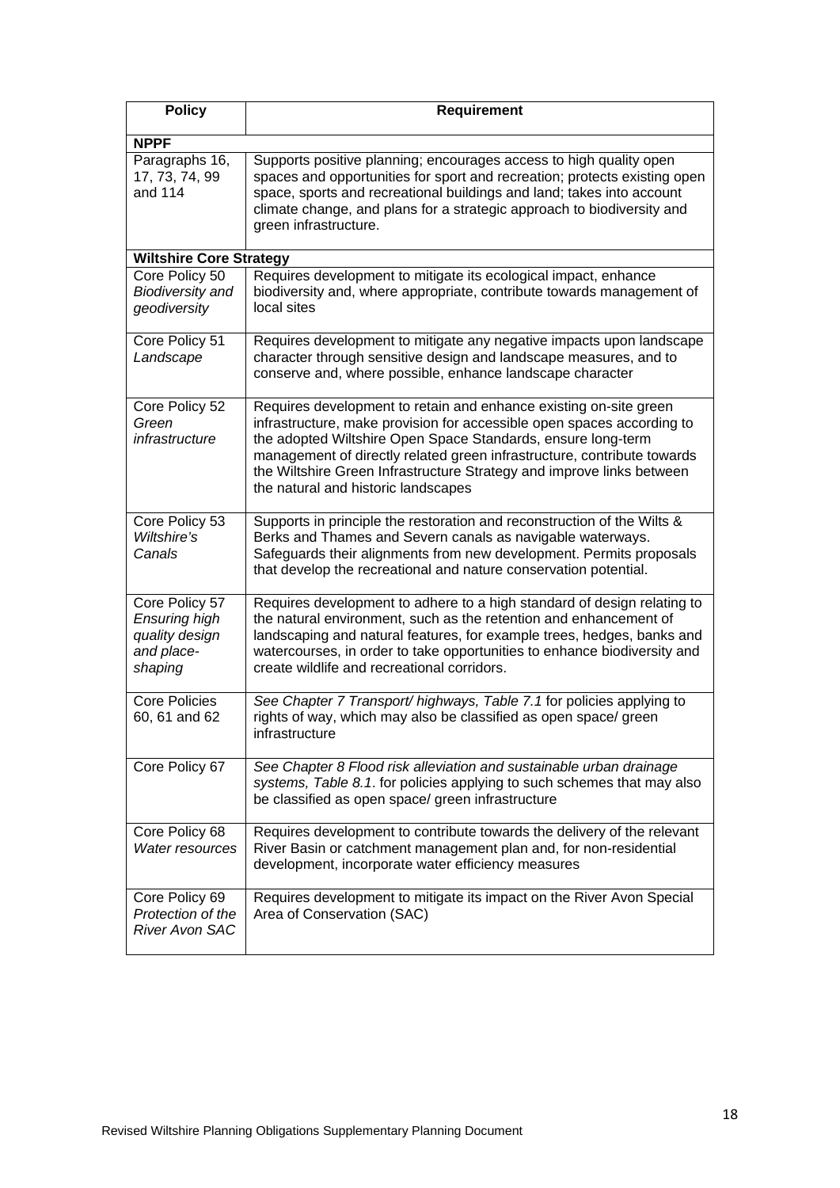| Policy | Requirement |
|---|---|
| **NPPF** | |
| Paragraphs 16, 17, 73, 74, 99 and 114 | Supports positive planning; encourages access to high quality open spaces and opportunities for sport and recreation; protects existing open space, sports and recreational buildings and land; takes into account climate change, and plans for a strategic approach to biodiversity and green infrastructure. |
| **Wiltshire Core Strategy** | |
| Core Policy 50 *Biodiversity and geodiversity* | Requires development to mitigate its ecological impact, enhance biodiversity and, where appropriate, contribute towards management of local sites |
| Core Policy 51 *Landscape* | Requires development to mitigate any negative impacts upon landscape character through sensitive design and landscape measures, and to conserve and, where possible, enhance landscape character |
| Core Policy 52 *Green infrastructure* | Requires development to retain and enhance existing on-site green infrastructure, make provision for accessible open spaces according to the adopted Wiltshire Open Space Standards, ensure long-term management of directly related green infrastructure, contribute towards the Wiltshire Green Infrastructure Strategy and improve links between the natural and historic landscapes |
| Core Policy 53 *Wiltshire's Canals* | Supports in principle the restoration and reconstruction of the Wilts & Berks and Thames and Severn canals as navigable waterways. Safeguards their alignments from new development. Permits proposals that develop the recreational and nature conservation potential. |
| Core Policy 57 *Ensuring high quality design and place-shaping* | Requires development to adhere to a high standard of design relating to the natural environment, such as the retention and enhancement of landscaping and natural features, for example trees, hedges, banks and watercourses, in order to take opportunities to enhance biodiversity and create wildlife and recreational corridors. |
| Core Policies 60, 61 and 62 | *See Chapter 7 Transport/ highways, Table 7.1* for policies applying to rights of way, which may also be classified as open space/ green infrastructure |
| Core Policy 67 | *See Chapter 8 Flood risk alleviation and sustainable urban drainage systems, Table 8.1*. for policies applying to such schemes that may also be classified as open space/ green infrastructure |
| Core Policy 68 *Water resources* | Requires development to contribute towards the delivery of the relevant River Basin or catchment management plan and, for non-residential development, incorporate water efficiency measures |
| Core Policy 69 *Protection of the River Avon SAC* | Requires development to mitigate its impact on the River Avon Special Area of Conservation (SAC) |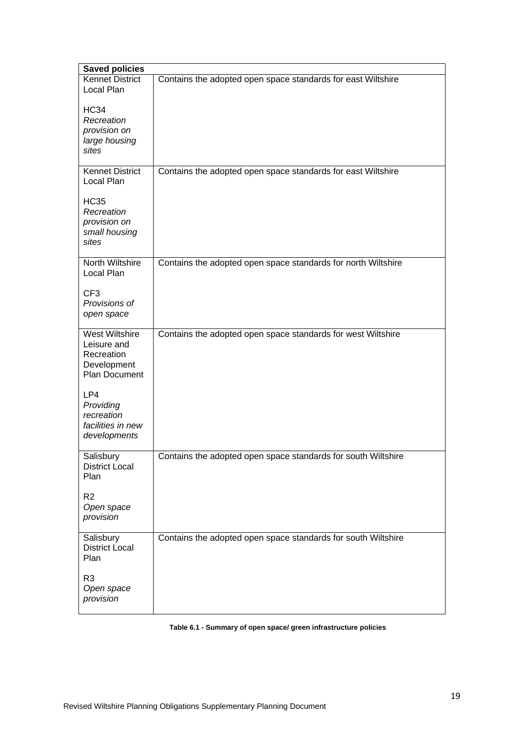| Saved policies | |
|---|---|
| Kennet District Local Plan<br><br>HC34<br>*Recreation provision on large housing sites* | Contains the adopted open space standards for east Wiltshire |
| Kennet District Local Plan<br><br>HC35<br>*Recreation provision on small housing sites* | Contains the adopted open space standards for east Wiltshire |
| North Wiltshire Local Plan<br><br>CF3<br>*Provisions of open space* | Contains the adopted open space standards for north Wiltshire |
| West Wiltshire Leisure and Recreation Development Plan Document<br><br>LP4<br>*Providing recreation facilities in new developments* | Contains the adopted open space standards for west Wiltshire |
| Salisbury District Local Plan<br><br>R2<br>*Open space provision* | Contains the adopted open space standards for south Wiltshire |
| Salisbury District Local Plan<br><br>R3<br>*Open space provision* | Contains the adopted open space standards for south Wiltshire |

**Table 6.1 - Summary of open space/ green infrastructure policies**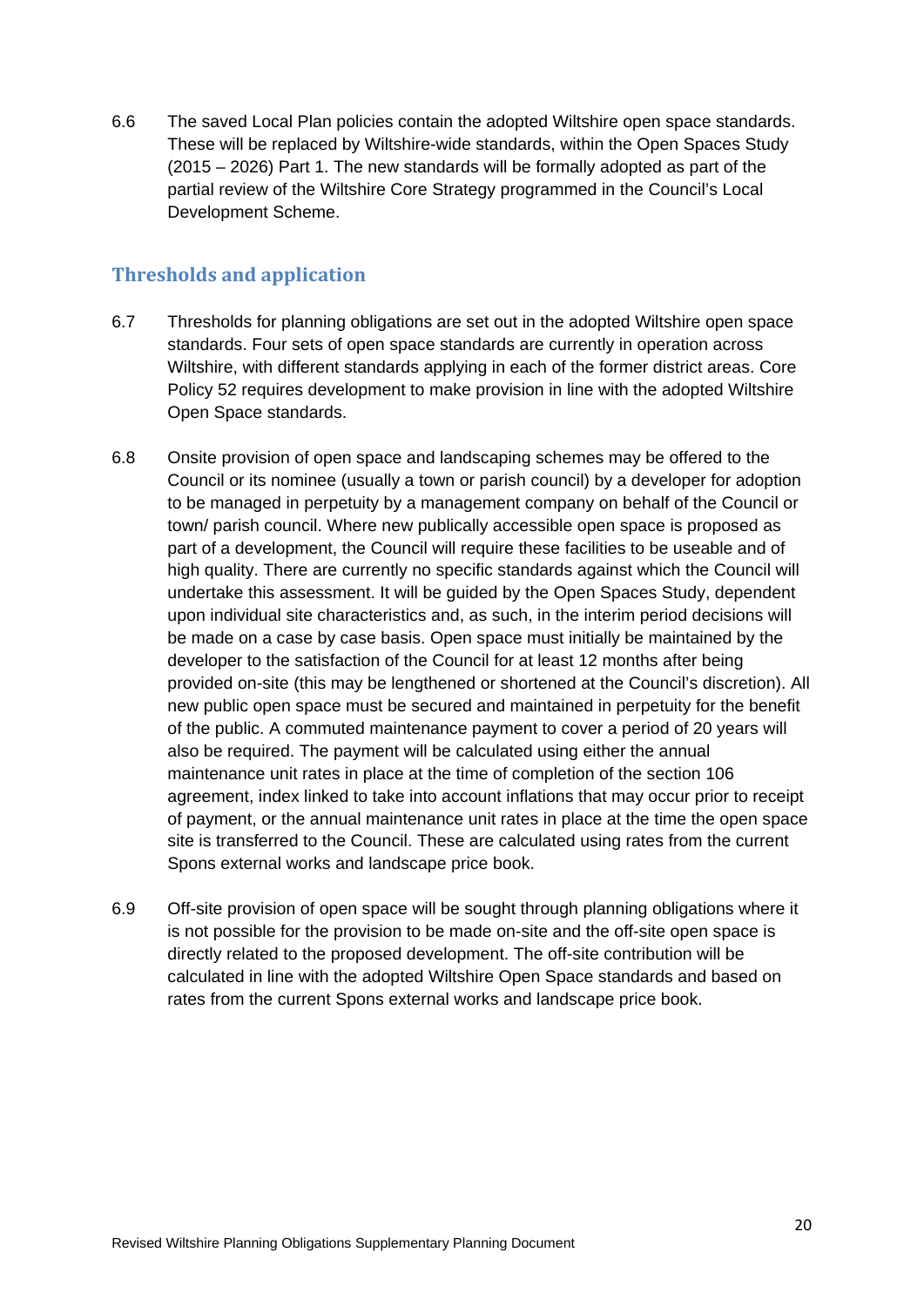6.6 The saved Local Plan policies contain the adopted Wiltshire open space standards. These will be replaced by Wiltshire-wide standards, within the Open Spaces Study (2015 – 2026) Part 1. The new standards will be formally adopted as part of the partial review of the Wiltshire Core Strategy programmed in the Council's Local Development Scheme.

## Thresholds and application

6.7 Thresholds for planning obligations are set out in the adopted Wiltshire open space standards. Four sets of open space standards are currently in operation across Wiltshire, with different standards applying in each of the former district areas. Core Policy 52 requires development to make provision in line with the adopted Wiltshire Open Space standards.

6.8 Onsite provision of open space and landscaping schemes may be offered to the Council or its nominee (usually a town or parish council) by a developer for adoption to be managed in perpetuity by a management company on behalf of the Council or town/ parish council. Where new publically accessible open space is proposed as part of a development, the Council will require these facilities to be useable and of high quality. There are currently no specific standards against which the Council will undertake this assessment. It will be guided by the Open Spaces Study, dependent upon individual site characteristics and, as such, in the interim period decisions will be made on a case by case basis. Open space must initially be maintained by the developer to the satisfaction of the Council for at least 12 months after being provided on-site (this may be lengthened or shortened at the Council's discretion). All new public open space must be secured and maintained in perpetuity for the benefit of the public. A commuted maintenance payment to cover a period of 20 years will also be required. The payment will be calculated using either the annual maintenance unit rates in place at the time of completion of the section 106 agreement, index linked to take into account inflations that may occur prior to receipt of payment, or the annual maintenance unit rates in place at the time the open space site is transferred to the Council. These are calculated using rates from the current Spons external works and landscape price book.

6.9 Off-site provision of open space will be sought through planning obligations where it is not possible for the provision to be made on-site and the off-site open space is directly related to the proposed development. The off-site contribution will be calculated in line with the adopted Wiltshire Open Space standards and based on rates from the current Spons external works and landscape price book.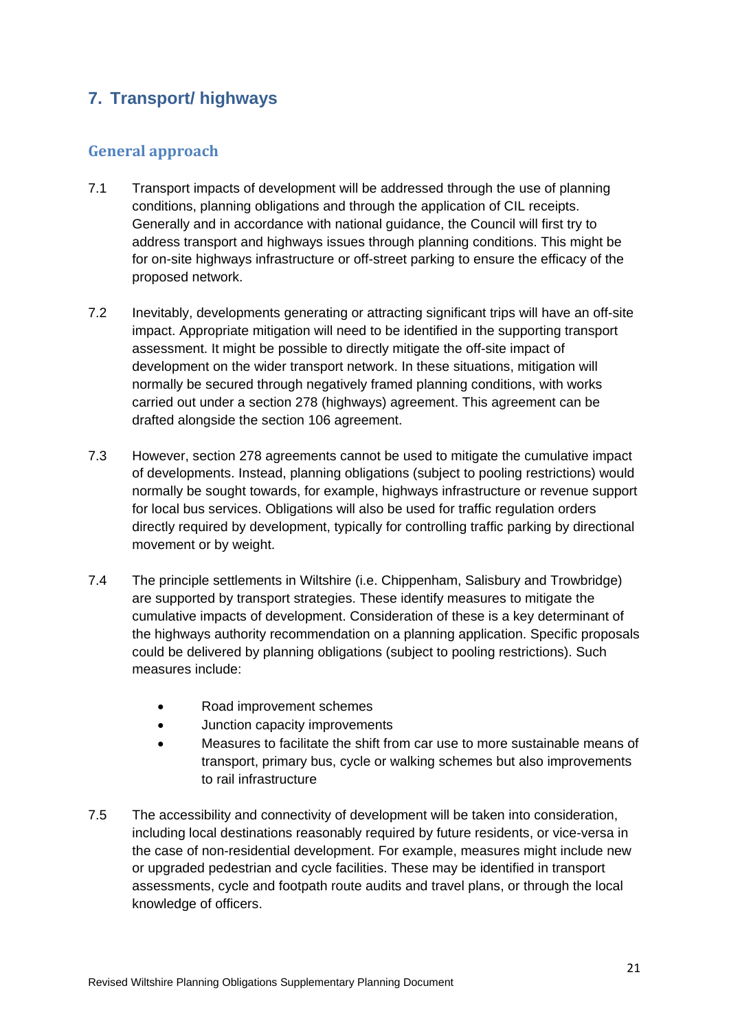## 7. Transport/ highways

### General approach

7.1 Transport impacts of development will be addressed through the use of planning conditions, planning obligations and through the application of CIL receipts. Generally and in accordance with national guidance, the Council will first try to address transport and highways issues through planning conditions. This might be for on-site highways infrastructure or off-street parking to ensure the efficacy of the proposed network.

7.2 Inevitably, developments generating or attracting significant trips will have an off-site impact. Appropriate mitigation will need to be identified in the supporting transport assessment. It might be possible to directly mitigate the off-site impact of development on the wider transport network. In these situations, mitigation will normally be secured through negatively framed planning conditions, with works carried out under a section 278 (highways) agreement. This agreement can be drafted alongside the section 106 agreement.

7.3 However, section 278 agreements cannot be used to mitigate the cumulative impact of developments. Instead, planning obligations (subject to pooling restrictions) would normally be sought towards, for example, highways infrastructure or revenue support for local bus services. Obligations will also be used for traffic regulation orders directly required by development, typically for controlling traffic parking by directional movement or by weight.

7.4 The principle settlements in Wiltshire (i.e. Chippenham, Salisbury and Trowbridge) are supported by transport strategies. These identify measures to mitigate the cumulative impacts of development. Consideration of these is a key determinant of the highways authority recommendation on a planning application. Specific proposals could be delivered by planning obligations (subject to pooling restrictions). Such measures include:

- Road improvement schemes
- Junction capacity improvements
- Measures to facilitate the shift from car use to more sustainable means of transport, primary bus, cycle or walking schemes but also improvements to rail infrastructure

7.5 The accessibility and connectivity of development will be taken into consideration, including local destinations reasonably required by future residents, or vice-versa in the case of non-residential development. For example, measures might include new or upgraded pedestrian and cycle facilities. These may be identified in transport assessments, cycle and footpath route audits and travel plans, or through the local knowledge of officers.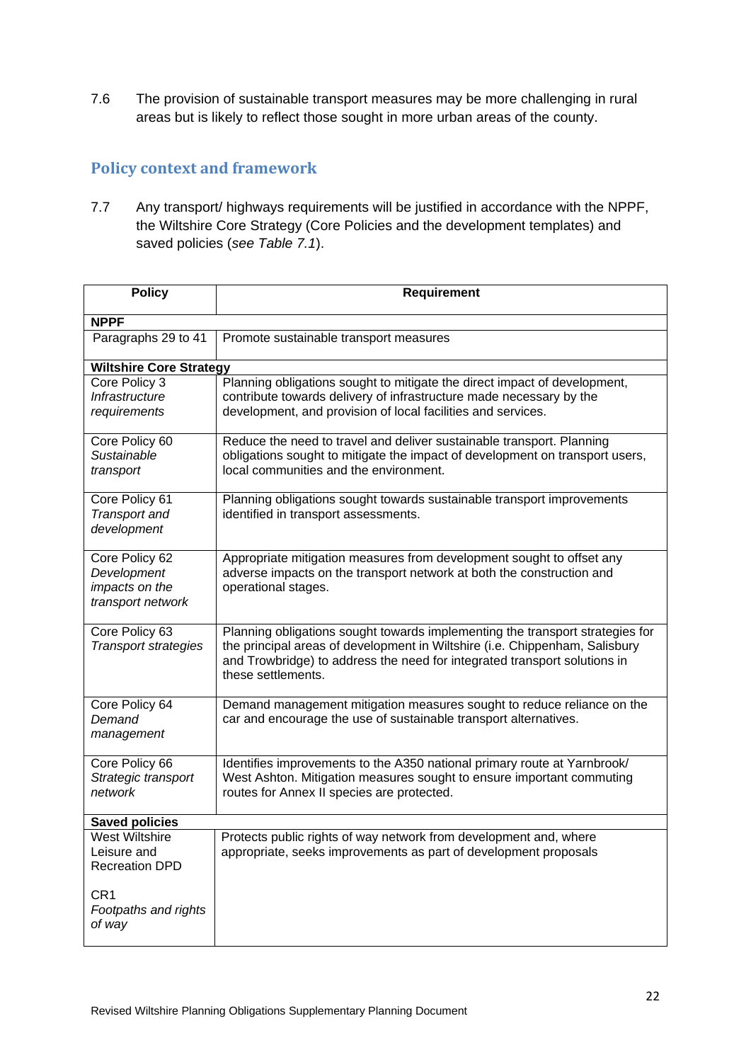7.6 The provision of sustainable transport measures may be more challenging in rural areas but is likely to reflect those sought in more urban areas of the county.

## Policy context and framework

7.7 Any transport/ highways requirements will be justified in accordance with the NPPF, the Wiltshire Core Strategy (Core Policies and the development templates) and saved policies (*see Table 7.1*).

| Policy | Requirement |
|---|---|
| **NPPF** | |
| Paragraphs 29 to 41 | Promote sustainable transport measures |
| **Wiltshire Core Strategy** | |
| Core Policy 3 *Infrastructure requirements* | Planning obligations sought to mitigate the direct impact of development, contribute towards delivery of infrastructure made necessary by the development, and provision of local facilities and services. |
| Core Policy 60 *Sustainable transport* | Reduce the need to travel and deliver sustainable transport. Planning obligations sought to mitigate the impact of development on transport users, local communities and the environment. |
| Core Policy 61 *Transport and development* | Planning obligations sought towards sustainable transport improvements identified in transport assessments. |
| Core Policy 62 *Development impacts on the transport network* | Appropriate mitigation measures from development sought to offset any adverse impacts on the transport network at both the construction and operational stages. |
| Core Policy 63 *Transport strategies* | Planning obligations sought towards implementing the transport strategies for the principal areas of development in Wiltshire (i.e. Chippenham, Salisbury and Trowbridge) to address the need for integrated transport solutions in these settlements. |
| Core Policy 64 *Demand management* | Demand management mitigation measures sought to reduce reliance on the car and encourage the use of sustainable transport alternatives. |
| Core Policy 66 *Strategic transport network* | Identifies improvements to the A350 national primary route at Yarnbrook/ West Ashton. Mitigation measures sought to ensure important commuting routes for Annex II species are protected. |
| **Saved policies** | |
| West Wiltshire Leisure and Recreation DPD<br><br>CR1 *Footpaths and rights of way* | Protects public rights of way network from development and, where appropriate, seeks improvements as part of development proposals |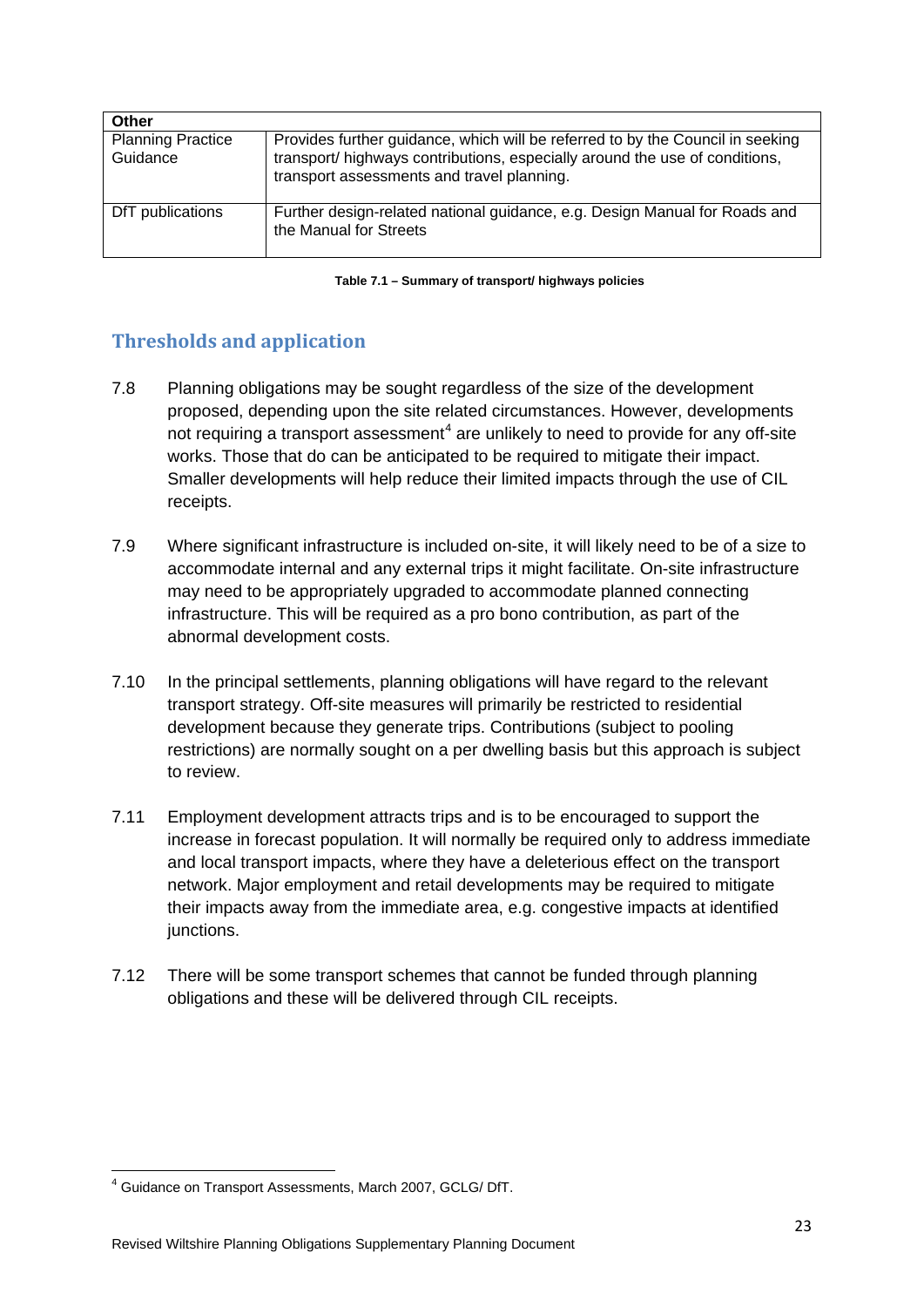| Other | |
|---|---|
| Planning Practice Guidance | Provides further guidance, which will be referred to by the Council in seeking transport/ highways contributions, especially around the use of conditions, transport assessments and travel planning. |
| DfT publications | Further design-related national guidance, e.g. Design Manual for Roads and the Manual for Streets |

**Table 7.1 – Summary of transport/ highways policies**

## Thresholds and application

7.8 Planning obligations may be sought regardless of the size of the development proposed, depending upon the site related circumstances. However, developments not requiring a transport assessment[4] are unlikely to need to provide for any off-site works. Those that do can be anticipated to be required to mitigate their impact. Smaller developments will help reduce their limited impacts through the use of CIL receipts.

7.9 Where significant infrastructure is included on-site, it will likely need to be of a size to accommodate internal and any external trips it might facilitate. On-site infrastructure may need to be appropriately upgraded to accommodate planned connecting infrastructure. This will be required as a pro bono contribution, as part of the abnormal development costs.

7.10 In the principal settlements, planning obligations will have regard to the relevant transport strategy. Off-site measures will primarily be restricted to residential development because they generate trips. Contributions (subject to pooling restrictions) are normally sought on a per dwelling basis but this approach is subject to review.

7.11 Employment development attracts trips and is to be encouraged to support the increase in forecast population. It will normally be required only to address immediate and local transport impacts, where they have a deleterious effect on the transport network. Major employment and retail developments may be required to mitigate their impacts away from the immediate area, e.g. congestive impacts at identified junctions.

7.12 There will be some transport schemes that cannot be funded through planning obligations and these will be delivered through CIL receipts.

[4] Guidance on Transport Assessments, March 2007, GCLG/ DfT.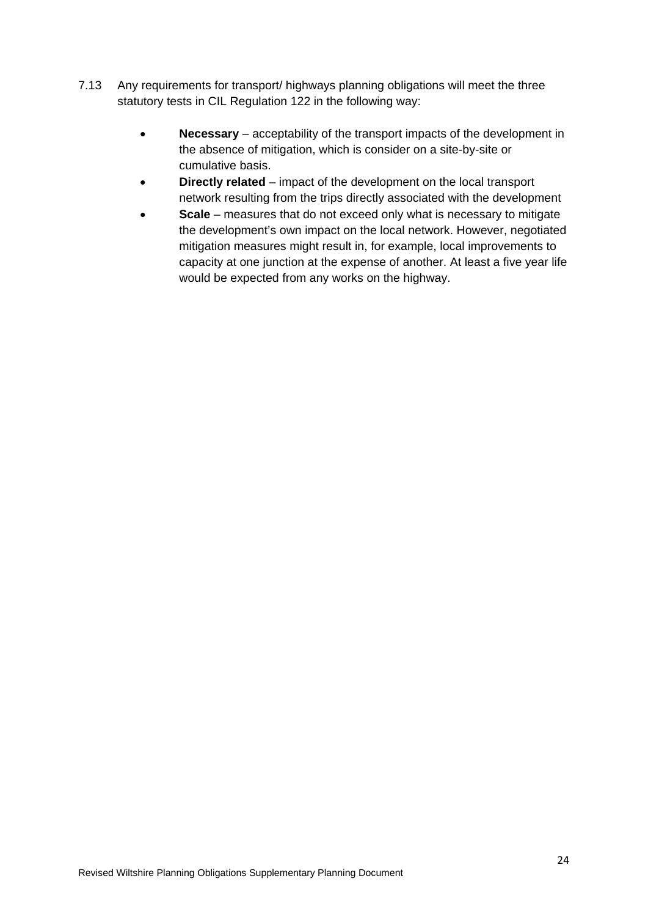7.13 Any requirements for transport/ highways planning obligations will meet the three statutory tests in CIL Regulation 122 in the following way:

- **Necessary** – acceptability of the transport impacts of the development in the absence of mitigation, which is consider on a site-by-site or cumulative basis.
- **Directly related** – impact of the development on the local transport network resulting from the trips directly associated with the development
- **Scale** – measures that do not exceed only what is necessary to mitigate the development's own impact on the local network. However, negotiated mitigation measures might result in, for example, local improvements to capacity at one junction at the expense of another. At least a five year life would be expected from any works on the highway.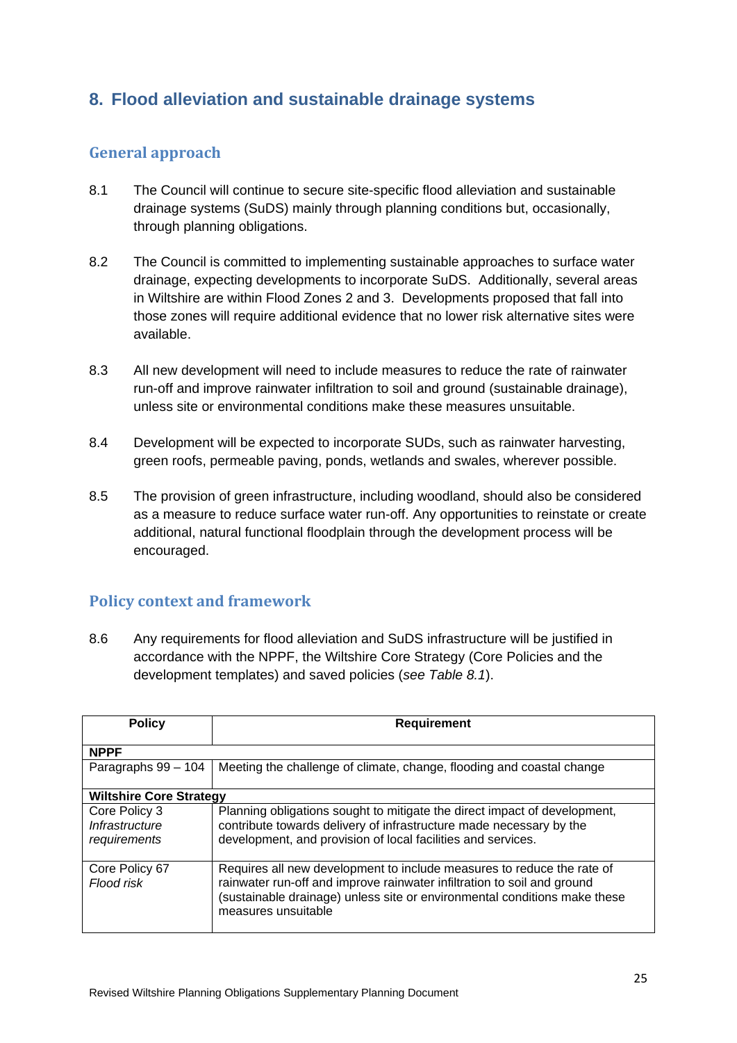## 8. Flood alleviation and sustainable drainage systems

### General approach

8.1 The Council will continue to secure site-specific flood alleviation and sustainable drainage systems (SuDS) mainly through planning conditions but, occasionally, through planning obligations.

8.2 The Council is committed to implementing sustainable approaches to surface water drainage, expecting developments to incorporate SuDS. Additionally, several areas in Wiltshire are within Flood Zones 2 and 3. Developments proposed that fall into those zones will require additional evidence that no lower risk alternative sites were available.

8.3 All new development will need to include measures to reduce the rate of rainwater run-off and improve rainwater infiltration to soil and ground (sustainable drainage), unless site or environmental conditions make these measures unsuitable.

8.4 Development will be expected to incorporate SUDs, such as rainwater harvesting, green roofs, permeable paving, ponds, wetlands and swales, wherever possible.

8.5 The provision of green infrastructure, including woodland, should also be considered as a measure to reduce surface water run-off. Any opportunities to reinstate or create additional, natural functional floodplain through the development process will be encouraged.

### Policy context and framework

8.6 Any requirements for flood alleviation and SuDS infrastructure will be justified in accordance with the NPPF, the Wiltshire Core Strategy (Core Policies and the development templates) and saved policies (*see Table 8.1*).

| Policy | Requirement |
|---|---|
| **NPPF** | |
| Paragraphs 99 – 104 | Meeting the challenge of climate, change, flooding and coastal change |
| **Wiltshire Core Strategy** | |
| Core Policy 3 *Infrastructure requirements* | Planning obligations sought to mitigate the direct impact of development, contribute towards delivery of infrastructure made necessary by the development, and provision of local facilities and services. |
| Core Policy 67 *Flood risk* | Requires all new development to include measures to reduce the rate of rainwater run-off and improve rainwater infiltration to soil and ground (sustainable drainage) unless site or environmental conditions make these measures unsuitable |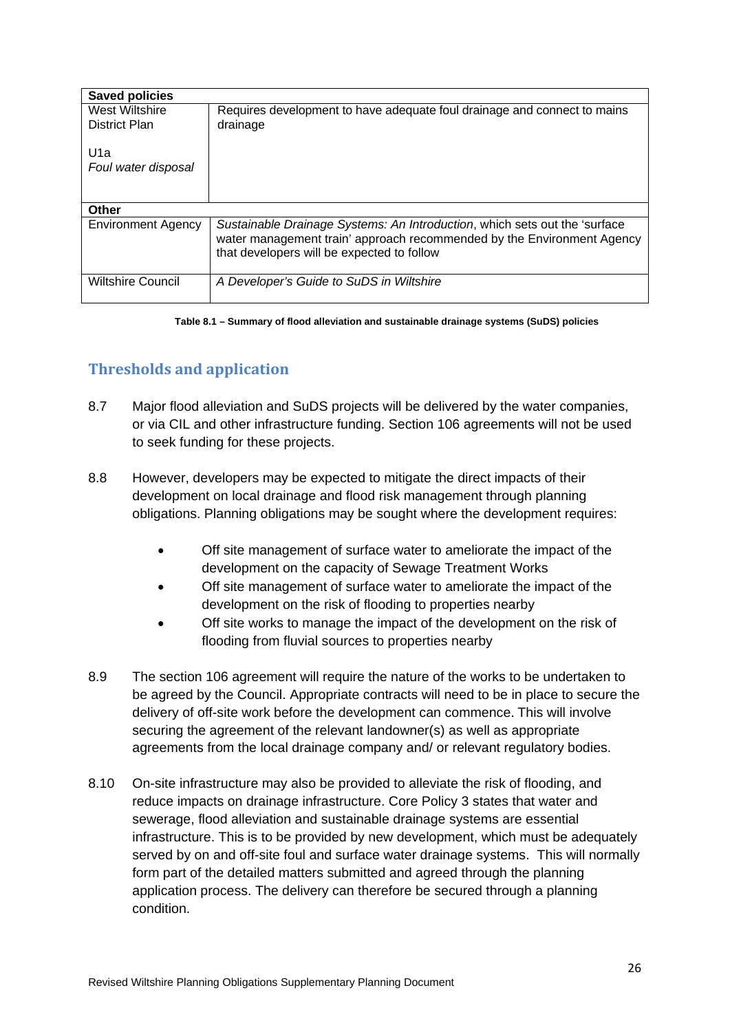| Saved policies | |
|---|---|
| West Wiltshire District Plan<br><br>U1a<br>*Foul water disposal* | Requires development to have adequate foul drainage and connect to mains drainage |
| **Other** | |
| Environment Agency | *Sustainable Drainage Systems: An Introduction*, which sets out the 'surface water management train' approach recommended by the Environment Agency that developers will be expected to follow |
| Wiltshire Council | *A Developer's Guide to SuDS in Wiltshire* |

**Table 8.1 – Summary of flood alleviation and sustainable drainage systems (SuDS) policies**

## Thresholds and application

8.7 Major flood alleviation and SuDS projects will be delivered by the water companies, or via CIL and other infrastructure funding. Section 106 agreements will not be used to seek funding for these projects.

8.8 However, developers may be expected to mitigate the direct impacts of their development on local drainage and flood risk management through planning obligations. Planning obligations may be sought where the development requires:

- Off site management of surface water to ameliorate the impact of the development on the capacity of Sewage Treatment Works
- Off site management of surface water to ameliorate the impact of the development on the risk of flooding to properties nearby
- Off site works to manage the impact of the development on the risk of flooding from fluvial sources to properties nearby

8.9 The section 106 agreement will require the nature of the works to be undertaken to be agreed by the Council. Appropriate contracts will need to be in place to secure the delivery of off-site work before the development can commence. This will involve securing the agreement of the relevant landowner(s) as well as appropriate agreements from the local drainage company and/ or relevant regulatory bodies.

8.10 On-site infrastructure may also be provided to alleviate the risk of flooding, and reduce impacts on drainage infrastructure. Core Policy 3 states that water and sewerage, flood alleviation and sustainable drainage systems are essential infrastructure. This is to be provided by new development, which must be adequately served by on and off-site foul and surface water drainage systems. This will normally form part of the detailed matters submitted and agreed through the planning application process. The delivery can therefore be secured through a planning condition.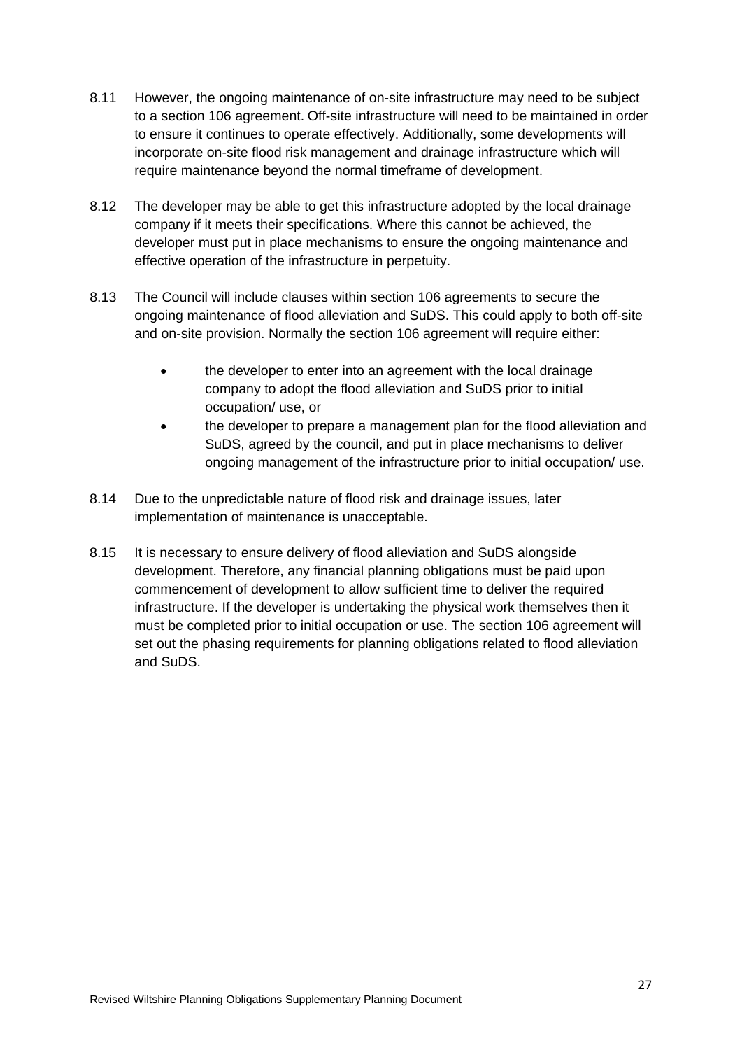8.11 However, the ongoing maintenance of on-site infrastructure may need to be subject to a section 106 agreement. Off-site infrastructure will need to be maintained in order to ensure it continues to operate effectively. Additionally, some developments will incorporate on-site flood risk management and drainage infrastructure which will require maintenance beyond the normal timeframe of development.

8.12 The developer may be able to get this infrastructure adopted by the local drainage company if it meets their specifications. Where this cannot be achieved, the developer must put in place mechanisms to ensure the ongoing maintenance and effective operation of the infrastructure in perpetuity.

8.13 The Council will include clauses within section 106 agreements to secure the ongoing maintenance of flood alleviation and SuDS. This could apply to both off-site and on-site provision. Normally the section 106 agreement will require either:

- the developer to enter into an agreement with the local drainage company to adopt the flood alleviation and SuDS prior to initial occupation/ use, or
- the developer to prepare a management plan for the flood alleviation and SuDS, agreed by the council, and put in place mechanisms to deliver ongoing management of the infrastructure prior to initial occupation/ use.

8.14 Due to the unpredictable nature of flood risk and drainage issues, later implementation of maintenance is unacceptable.

8.15 It is necessary to ensure delivery of flood alleviation and SuDS alongside development. Therefore, any financial planning obligations must be paid upon commencement of development to allow sufficient time to deliver the required infrastructure. If the developer is undertaking the physical work themselves then it must be completed prior to initial occupation or use. The section 106 agreement will set out the phasing requirements for planning obligations related to flood alleviation and SuDS.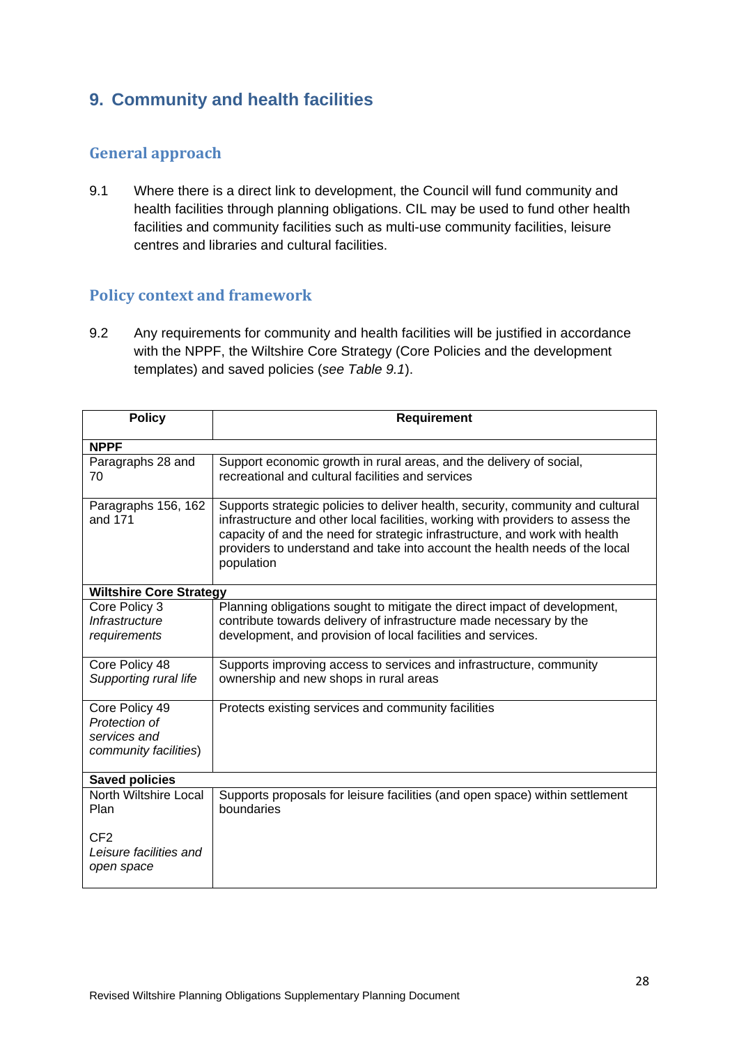## 9. Community and health facilities

### General approach

9.1 Where there is a direct link to development, the Council will fund community and health facilities through planning obligations. CIL may be used to fund other health facilities and community facilities such as multi-use community facilities, leisure centres and libraries and cultural facilities.

### Policy context and framework

9.2 Any requirements for community and health facilities will be justified in accordance with the NPPF, the Wiltshire Core Strategy (Core Policies and the development templates) and saved policies (*see Table 9.1*).

| Policy | Requirement |
|---|---|
| **NPPF** | |
| Paragraphs 28 and 70 | Support economic growth in rural areas, and the delivery of social, recreational and cultural facilities and services |
| Paragraphs 156, 162 and 171 | Supports strategic policies to deliver health, security, community and cultural infrastructure and other local facilities, working with providers to assess the capacity of and the need for strategic infrastructure, and work with health providers to understand and take into account the health needs of the local population |
| **Wiltshire Core Strategy** | |
| Core Policy 3 *Infrastructure requirements* | Planning obligations sought to mitigate the direct impact of development, contribute towards delivery of infrastructure made necessary by the development, and provision of local facilities and services. |
| Core Policy 48 *Supporting rural life* | Supports improving access to services and infrastructure, community ownership and new shops in rural areas |
| Core Policy 49 *Protection of services and community facilities*) | Protects existing services and community facilities |
| **Saved policies** | |
| North Wiltshire Local Plan<br><br>CF2 *Leisure facilities and open space* | Supports proposals for leisure facilities (and open space) within settlement boundaries |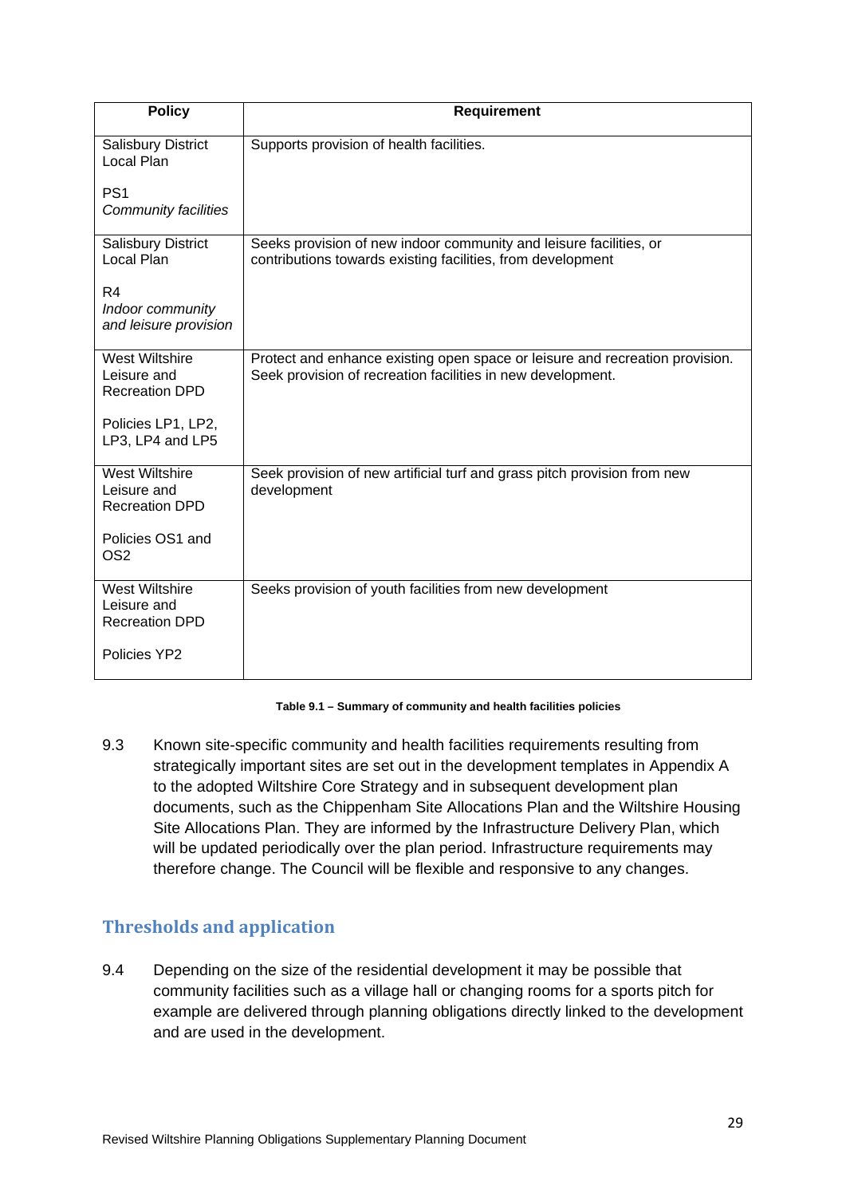| Policy | Requirement |
|---|---|
| Salisbury District Local Plan<br><br>PS1<br>*Community facilities* | Supports provision of health facilities. |
| Salisbury District Local Plan<br><br>R4<br>*Indoor community and leisure provision* | Seeks provision of new indoor community and leisure facilities, or contributions towards existing facilities, from development |
| West Wiltshire Leisure and Recreation DPD<br><br>Policies LP1, LP2, LP3, LP4 and LP5 | Protect and enhance existing open space or leisure and recreation provision. Seek provision of recreation facilities in new development. |
| West Wiltshire Leisure and Recreation DPD<br><br>Policies OS1 and OS2 | Seek provision of new artificial turf and grass pitch provision from new development |
| West Wiltshire Leisure and Recreation DPD<br><br>Policies YP2 | Seeks provision of youth facilities from new development |

**Table 9.1 – Summary of community and health facilities policies**

9.3 Known site-specific community and health facilities requirements resulting from strategically important sites are set out in the development templates in Appendix A to the adopted Wiltshire Core Strategy and in subsequent development plan documents, such as the Chippenham Site Allocations Plan and the Wiltshire Housing Site Allocations Plan. They are informed by the Infrastructure Delivery Plan, which will be updated periodically over the plan period. Infrastructure requirements may therefore change. The Council will be flexible and responsive to any changes.

## Thresholds and application

9.4 Depending on the size of the residential development it may be possible that community facilities such as a village hall or changing rooms for a sports pitch for example are delivered through planning obligations directly linked to the development and are used in the development.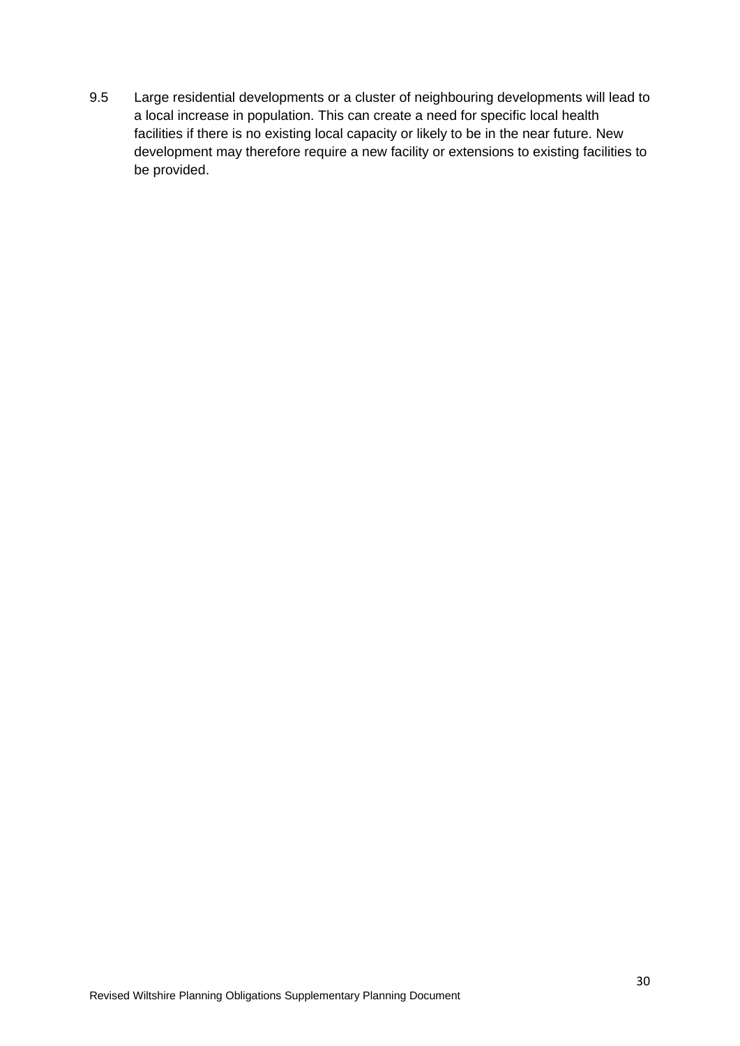9.5 Large residential developments or a cluster of neighbouring developments will lead to a local increase in population. This can create a need for specific local health facilities if there is no existing local capacity or likely to be in the near future. New development may therefore require a new facility or extensions to existing facilities to be provided.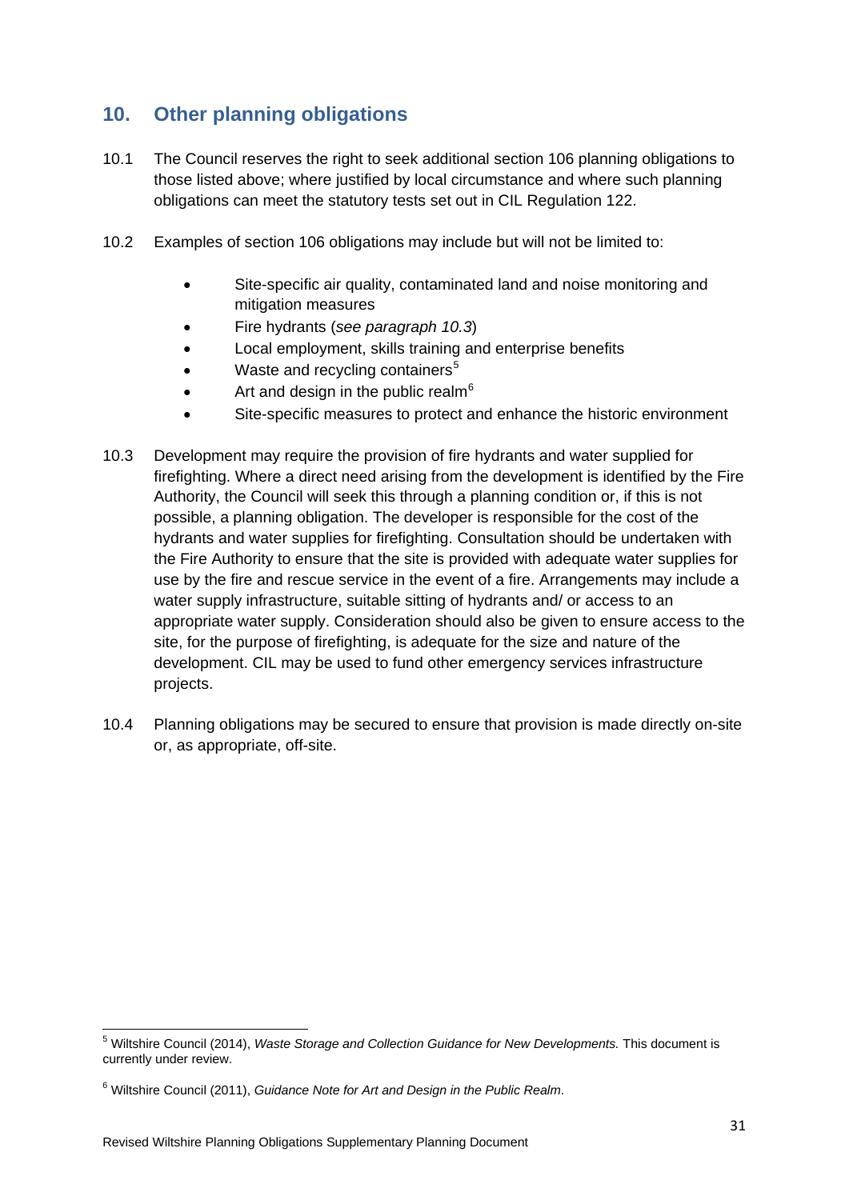## 10. Other planning obligations

10.1 The Council reserves the right to seek additional section 106 planning obligations to those listed above; where justified by local circumstance and where such planning obligations can meet the statutory tests set out in CIL Regulation 122.

10.2 Examples of section 106 obligations may include but will not be limited to:

- Site-specific air quality, contaminated land and noise monitoring and mitigation measures
- Fire hydrants (*see paragraph 10.3*)
- Local employment, skills training and enterprise benefits
- Waste and recycling containers[5]
- Art and design in the public realm[6]
- Site-specific measures to protect and enhance the historic environment

10.3 Development may require the provision of fire hydrants and water supplied for firefighting. Where a direct need arising from the development is identified by the Fire Authority, the Council will seek this through a planning condition or, if this is not possible, a planning obligation. The developer is responsible for the cost of the hydrants and water supplies for firefighting. Consultation should be undertaken with the Fire Authority to ensure that the site is provided with adequate water supplies for use by the fire and rescue service in the event of a fire. Arrangements may include a water supply infrastructure, suitable sitting of hydrants and/ or access to an appropriate water supply. Consideration should also be given to ensure access to the site, for the purpose of firefighting, is adequate for the size and nature of the development. CIL may be used to fund other emergency services infrastructure projects.

10.4 Planning obligations may be secured to ensure that provision is made directly on-site or, as appropriate, off-site.

---

[5] Wiltshire Council (2014), *Waste Storage and Collection Guidance for New Developments.* This document is currently under review.

[6] Wiltshire Council (2011), *Guidance Note for Art and Design in the Public Realm*.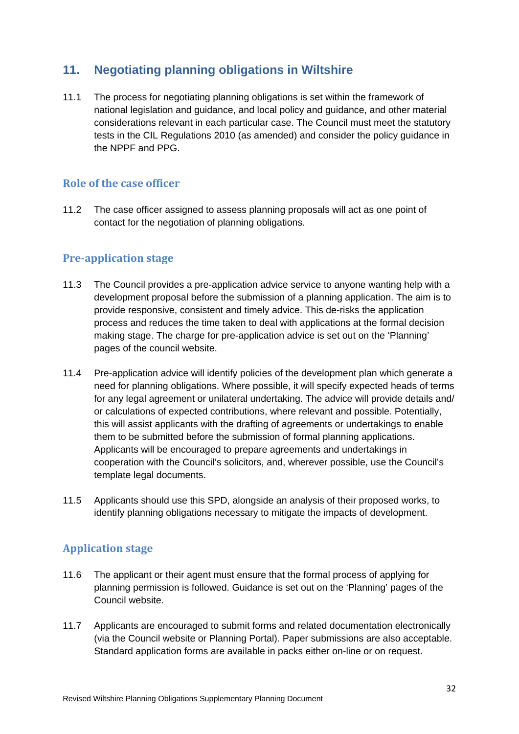## 11. Negotiating planning obligations in Wiltshire

11.1 The process for negotiating planning obligations is set within the framework of national legislation and guidance, and local policy and guidance, and other material considerations relevant in each particular case. The Council must meet the statutory tests in the CIL Regulations 2010 (as amended) and consider the policy guidance in the NPPF and PPG.

### Role of the case officer

11.2 The case officer assigned to assess planning proposals will act as one point of contact for the negotiation of planning obligations.

### Pre-application stage

11.3 The Council provides a pre-application advice service to anyone wanting help with a development proposal before the submission of a planning application. The aim is to provide responsive, consistent and timely advice. This de-risks the application process and reduces the time taken to deal with applications at the formal decision making stage. The charge for pre-application advice is set out on the 'Planning' pages of the council website.

11.4 Pre-application advice will identify policies of the development plan which generate a need for planning obligations. Where possible, it will specify expected heads of terms for any legal agreement or unilateral undertaking. The advice will provide details and/ or calculations of expected contributions, where relevant and possible. Potentially, this will assist applicants with the drafting of agreements or undertakings to enable them to be submitted before the submission of formal planning applications. Applicants will be encouraged to prepare agreements and undertakings in cooperation with the Council's solicitors, and, wherever possible, use the Council's template legal documents.

11.5 Applicants should use this SPD, alongside an analysis of their proposed works, to identify planning obligations necessary to mitigate the impacts of development.

### Application stage

11.6 The applicant or their agent must ensure that the formal process of applying for planning permission is followed. Guidance is set out on the 'Planning' pages of the Council website.

11.7 Applicants are encouraged to submit forms and related documentation electronically (via the Council website or Planning Portal). Paper submissions are also acceptable. Standard application forms are available in packs either on-line or on request.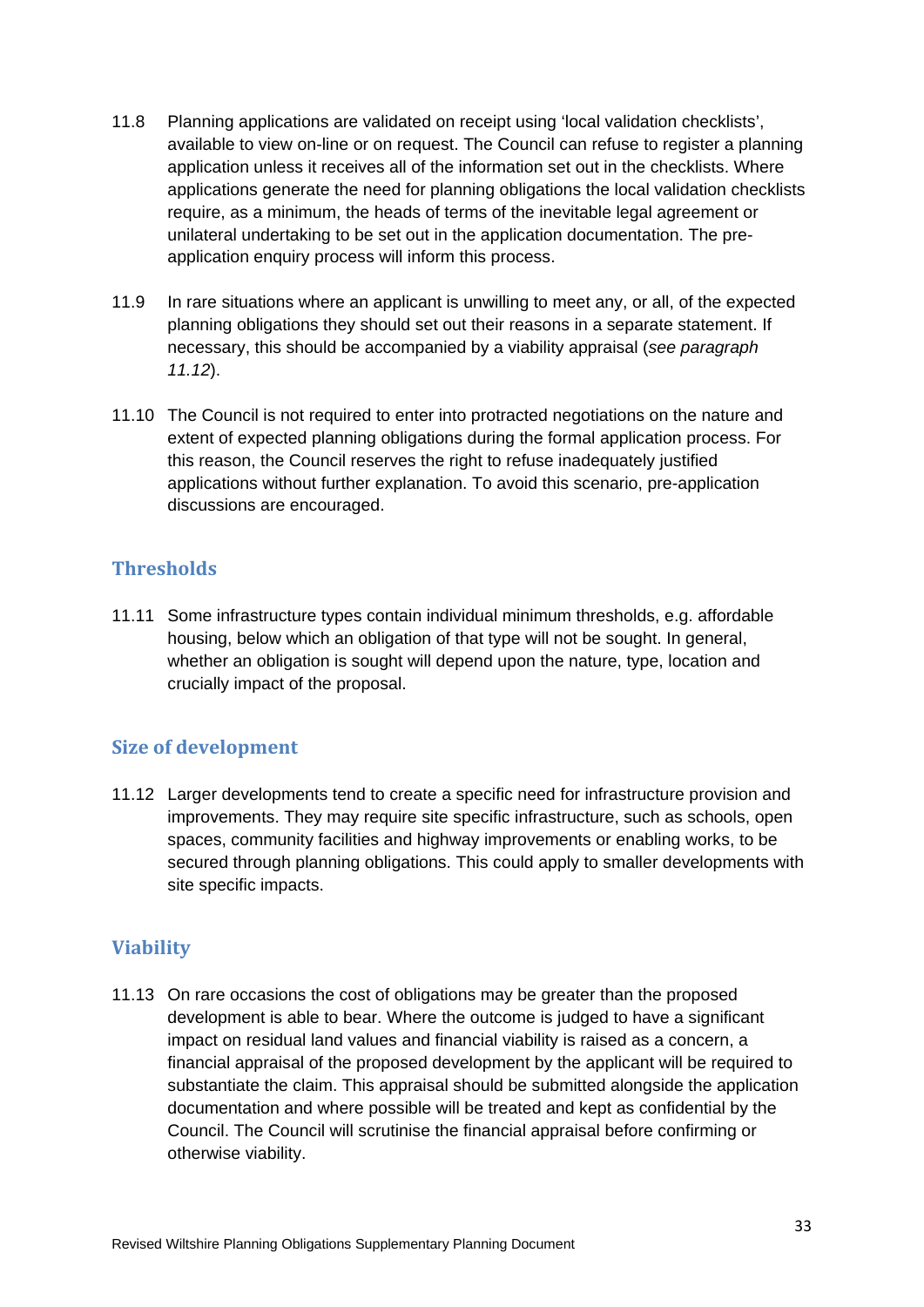11.8 Planning applications are validated on receipt using 'local validation checklists', available to view on-line or on request. The Council can refuse to register a planning application unless it receives all of the information set out in the checklists. Where applications generate the need for planning obligations the local validation checklists require, as a minimum, the heads of terms of the inevitable legal agreement or unilateral undertaking to be set out in the application documentation. The pre-application enquiry process will inform this process.

11.9 In rare situations where an applicant is unwilling to meet any, or all, of the expected planning obligations they should set out their reasons in a separate statement. If necessary, this should be accompanied by a viability appraisal (*see paragraph 11.12*).

11.10 The Council is not required to enter into protracted negotiations on the nature and extent of expected planning obligations during the formal application process. For this reason, the Council reserves the right to refuse inadequately justified applications without further explanation. To avoid this scenario, pre-application discussions are encouraged.

## Thresholds

11.11 Some infrastructure types contain individual minimum thresholds, e.g. affordable housing, below which an obligation of that type will not be sought. In general, whether an obligation is sought will depend upon the nature, type, location and crucially impact of the proposal.

## Size of development

11.12 Larger developments tend to create a specific need for infrastructure provision and improvements. They may require site specific infrastructure, such as schools, open spaces, community facilities and highway improvements or enabling works, to be secured through planning obligations. This could apply to smaller developments with site specific impacts.

## Viability

11.13 On rare occasions the cost of obligations may be greater than the proposed development is able to bear. Where the outcome is judged to have a significant impact on residual land values and financial viability is raised as a concern, a financial appraisal of the proposed development by the applicant will be required to substantiate the claim. This appraisal should be submitted alongside the application documentation and where possible will be treated and kept as confidential by the Council. The Council will scrutinise the financial appraisal before confirming or otherwise viability.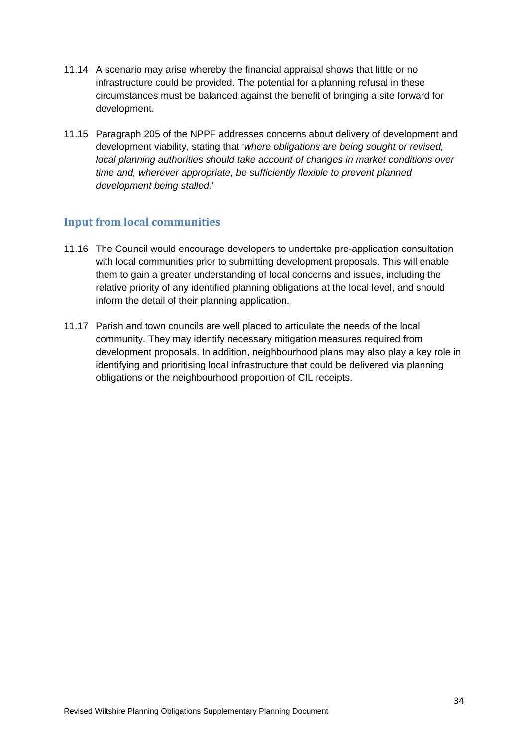11.14 A scenario may arise whereby the financial appraisal shows that little or no infrastructure could be provided. The potential for a planning refusal in these circumstances must be balanced against the benefit of bringing a site forward for development.

11.15 Paragraph 205 of the NPPF addresses concerns about delivery of development and development viability, stating that '*where obligations are being sought or revised, local planning authorities should take account of changes in market conditions over time and, wherever appropriate, be sufficiently flexible to prevent planned development being stalled.*'

## Input from local communities

11.16 The Council would encourage developers to undertake pre-application consultation with local communities prior to submitting development proposals. This will enable them to gain a greater understanding of local concerns and issues, including the relative priority of any identified planning obligations at the local level, and should inform the detail of their planning application.

11.17 Parish and town councils are well placed to articulate the needs of the local community. They may identify necessary mitigation measures required from development proposals. In addition, neighbourhood plans may also play a key role in identifying and prioritising local infrastructure that could be delivered via planning obligations or the neighbourhood proportion of CIL receipts.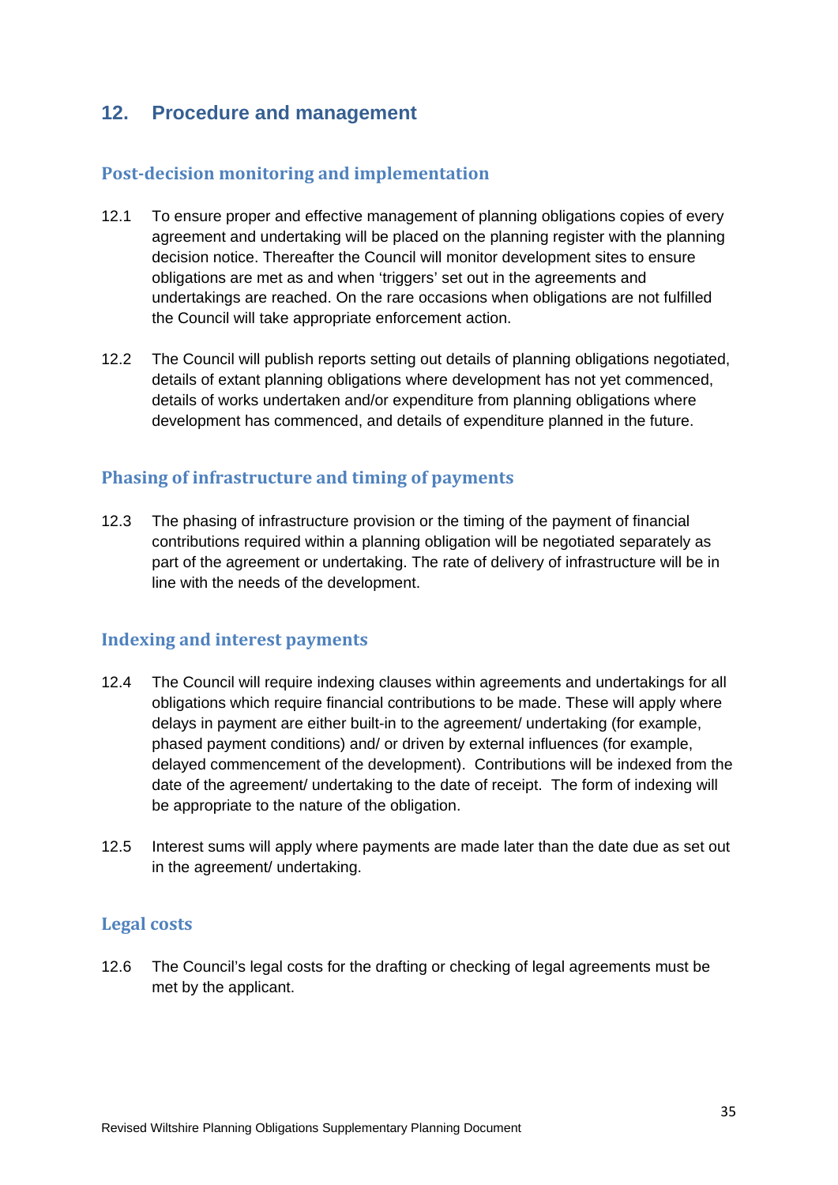## 12. Procedure and management

### Post-decision monitoring and implementation

12.1 To ensure proper and effective management of planning obligations copies of every agreement and undertaking will be placed on the planning register with the planning decision notice. Thereafter the Council will monitor development sites to ensure obligations are met as and when 'triggers' set out in the agreements and undertakings are reached. On the rare occasions when obligations are not fulfilled the Council will take appropriate enforcement action.

12.2 The Council will publish reports setting out details of planning obligations negotiated, details of extant planning obligations where development has not yet commenced, details of works undertaken and/or expenditure from planning obligations where development has commenced, and details of expenditure planned in the future.

### Phasing of infrastructure and timing of payments

12.3 The phasing of infrastructure provision or the timing of the payment of financial contributions required within a planning obligation will be negotiated separately as part of the agreement or undertaking. The rate of delivery of infrastructure will be in line with the needs of the development.

### Indexing and interest payments

12.4 The Council will require indexing clauses within agreements and undertakings for all obligations which require financial contributions to be made. These will apply where delays in payment are either built-in to the agreement/ undertaking (for example, phased payment conditions) and/ or driven by external influences (for example, delayed commencement of the development). Contributions will be indexed from the date of the agreement/ undertaking to the date of receipt. The form of indexing will be appropriate to the nature of the obligation.

12.5 Interest sums will apply where payments are made later than the date due as set out in the agreement/ undertaking.

### Legal costs

12.6 The Council's legal costs for the drafting or checking of legal agreements must be met by the applicant.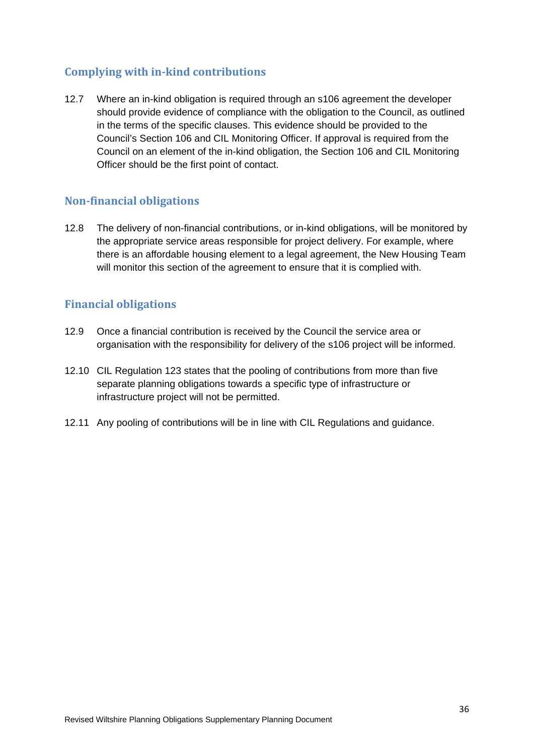## Complying with in-kind contributions

12.7 Where an in-kind obligation is required through an s106 agreement the developer should provide evidence of compliance with the obligation to the Council, as outlined in the terms of the specific clauses. This evidence should be provided to the Council's Section 106 and CIL Monitoring Officer. If approval is required from the Council on an element of the in-kind obligation, the Section 106 and CIL Monitoring Officer should be the first point of contact.

## Non-financial obligations

12.8 The delivery of non-financial contributions, or in-kind obligations, will be monitored by the appropriate service areas responsible for project delivery. For example, where there is an affordable housing element to a legal agreement, the New Housing Team will monitor this section of the agreement to ensure that it is complied with.

## Financial obligations

12.9 Once a financial contribution is received by the Council the service area or organisation with the responsibility for delivery of the s106 project will be informed.

12.10 CIL Regulation 123 states that the pooling of contributions from more than five separate planning obligations towards a specific type of infrastructure or infrastructure project will not be permitted.

12.11 Any pooling of contributions will be in line with CIL Regulations and guidance.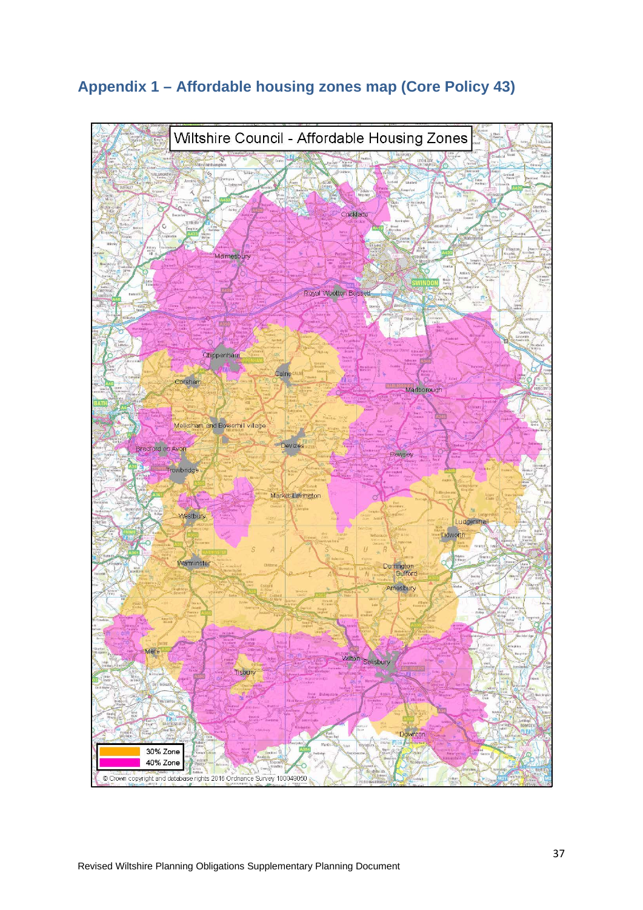## Appendix 1 – Affordable housing zones map (Core Policy 43)

Wiltshire Council - Affordable Housing Zones

30% Zone

40% Zone

© Crown copyright and database rights 2016 Ordnance Survey 100049050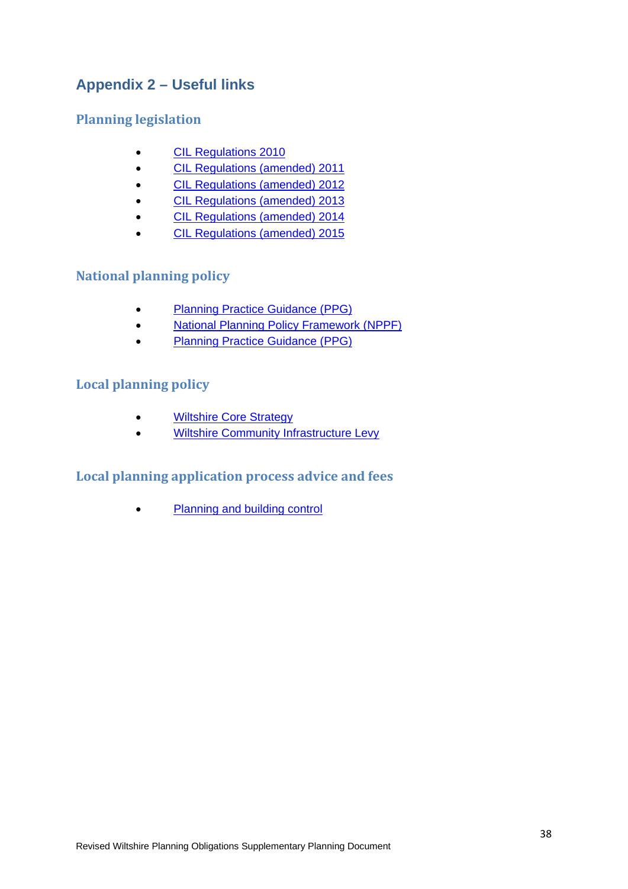## Appendix 2 – Useful links

### Planning legislation

- CIL Regulations 2010
- CIL Regulations (amended) 2011
- CIL Regulations (amended) 2012
- CIL Regulations (amended) 2013
- CIL Regulations (amended) 2014
- CIL Regulations (amended) 2015

### National planning policy

- Planning Practice Guidance (PPG)
- National Planning Policy Framework (NPPF)
- Planning Practice Guidance (PPG)

### Local planning policy

- Wiltshire Core Strategy
- Wiltshire Community Infrastructure Levy

### Local planning application process advice and fees

- Planning and building control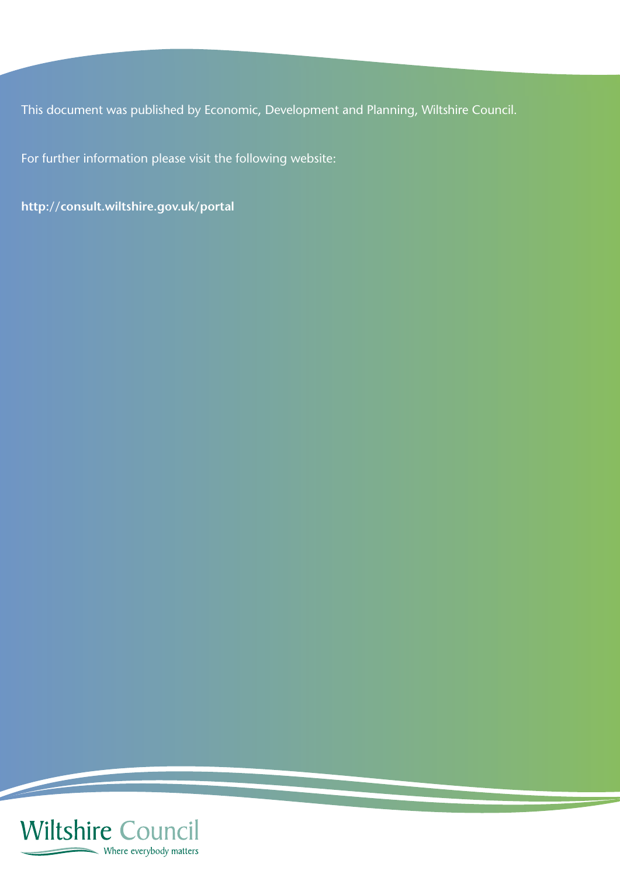This document was published by Economic, Development and Planning, Wiltshire Council.

For further information please visit the following website:

**http://consult.wiltshire.gov.uk/portal**

Wiltshire Council

Where everybody matters